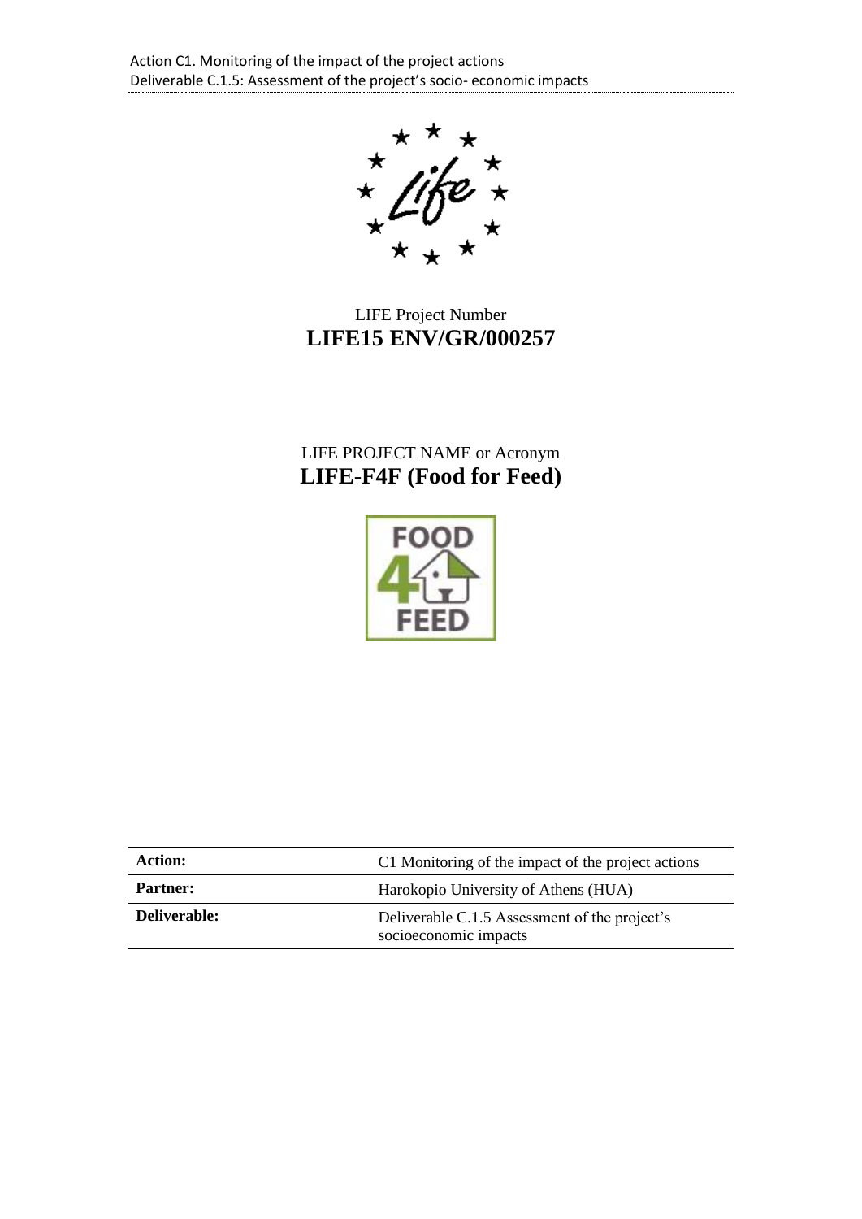LIFE Project Number
**LIFE15 ENV/GR/000257**

LIFE PROJECT NAME or Acronym
**LIFE-F4F (Food for Feed)**

| **Action:** | C1 Monitoring of the impact of the project actions |
| --- | --- |
| **Partner:** | Harokopio University of Athens (HUA) |
| **Deliverable:** | Deliverable C.1.5 Assessment of the project's socioeconomic impacts |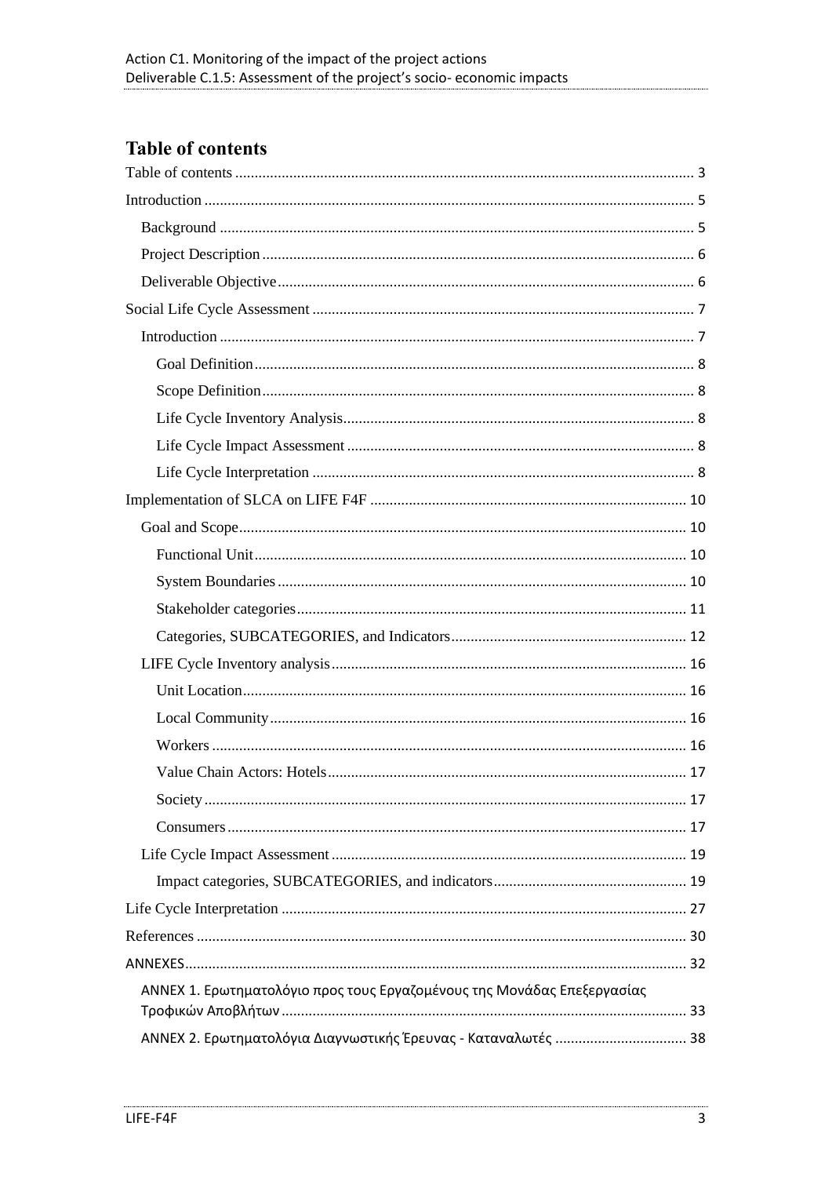# Table of contents

Table of contents ........................................................................................................................ 3

Introduction ................................................................................................................................ 5

- Background ............................................................................................................................ 5
- Project Description ................................................................................................................. 6
- Deliverable Objective ............................................................................................................. 6

Social Life Cycle Assessment .................................................................................................... 7

- Introduction ............................................................................................................................ 7
  - Goal Definition ................................................................................................................... 8
  - Scope Definition ................................................................................................................. 8
  - Life Cycle Inventory Analysis ............................................................................................ 8
  - Life Cycle Impact Assessment ............................................................................................ 8
  - Life Cycle Interpretation .................................................................................................... 8

Implementation of SLCA on LIFE F4F .................................................................................... 10

- Goal and Scope ..................................................................................................................... 10
  - Functional Unit .................................................................................................................. 10
  - System Boundaries ............................................................................................................ 10
  - Stakeholder categories ....................................................................................................... 11
  - Categories, SUBCATEGORIES, and Indicators ............................................................... 12
- LIFE Cycle Inventory analysis .............................................................................................. 16
  - Unit Location ..................................................................................................................... 16
  - Local Community .............................................................................................................. 16
  - Workers ............................................................................................................................. 16
  - Value Chain Actors: Hotels ............................................................................................... 17
  - Society ............................................................................................................................... 17
  - Consumers ......................................................................................................................... 17
- Life Cycle Impact Assessment .............................................................................................. 19
  - Impact categories, SUBCATEGORIES, and indicators ..................................................... 19

Life Cycle Interpretation ........................................................................................................... 27

References ................................................................................................................................. 30

ANNEXES .................................................................................................................................. 32

- ANNEX 1. Ερωτηματολόγιο προς τους Εργαζομένους της Μονάδας Επεξεργασίας Τροφικών Αποβλήτων ......................................................................................................................... 33
- ANNEX 2. Ερωτηματολόγια Διαγνωστικής Έρευνας - Καταναλωτές .................................. 38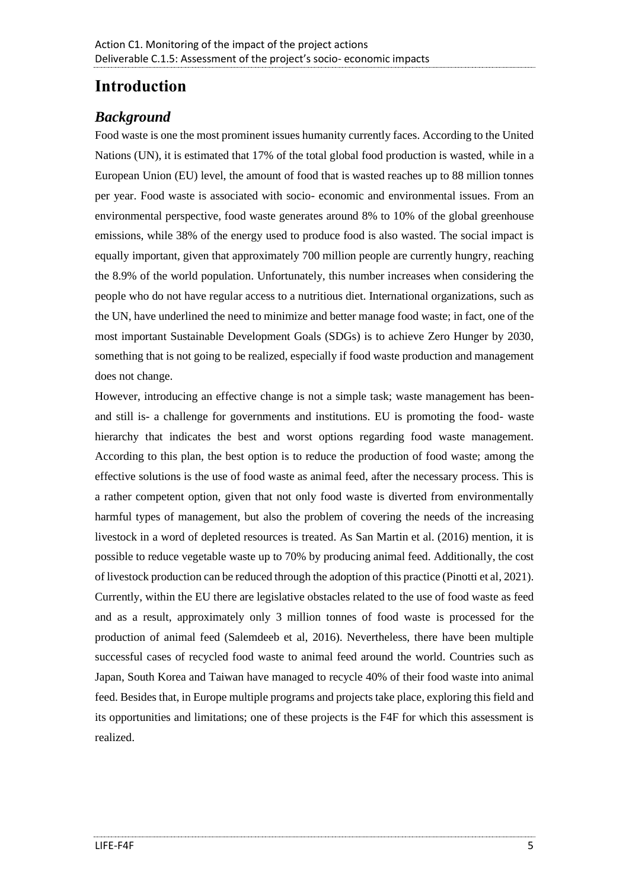# Introduction

## *Background*

Food waste is one the most prominent issues humanity currently faces. According to the United Nations (UN), it is estimated that 17% of the total global food production is wasted, while in a European Union (EU) level, the amount of food that is wasted reaches up to 88 million tonnes per year. Food waste is associated with socio- economic and environmental issues. From an environmental perspective, food waste generates around 8% to 10% of the global greenhouse emissions, while 38% of the energy used to produce food is also wasted. The social impact is equally important, given that approximately 700 million people are currently hungry, reaching the 8.9% of the world population. Unfortunately, this number increases when considering the people who do not have regular access to a nutritious diet. International organizations, such as the UN, have underlined the need to minimize and better manage food waste; in fact, one of the most important Sustainable Development Goals (SDGs) is to achieve Zero Hunger by 2030, something that is not going to be realized, especially if food waste production and management does not change.

However, introducing an effective change is not a simple task; waste management has been- and still is- a challenge for governments and institutions. EU is promoting the food- waste hierarchy that indicates the best and worst options regarding food waste management. According to this plan, the best option is to reduce the production of food waste; among the effective solutions is the use of food waste as animal feed, after the necessary process. This is a rather competent option, given that not only food waste is diverted from environmentally harmful types of management, but also the problem of covering the needs of the increasing livestock in a word of depleted resources is treated. As San Martin et al. (2016) mention, it is possible to reduce vegetable waste up to 70% by producing animal feed. Additionally, the cost of livestock production can be reduced through the adoption of this practice (Pinotti et al, 2021). Currently, within the EU there are legislative obstacles related to the use of food waste as feed and as a result, approximately only 3 million tonnes of food waste is processed for the production of animal feed (Salemdeeb et al, 2016). Nevertheless, there have been multiple successful cases of recycled food waste to animal feed around the world. Countries such as Japan, South Korea and Taiwan have managed to recycle 40% of their food waste into animal feed. Besides that, in Europe multiple programs and projects take place, exploring this field and its opportunities and limitations; one of these projects is the F4F for which this assessment is realized.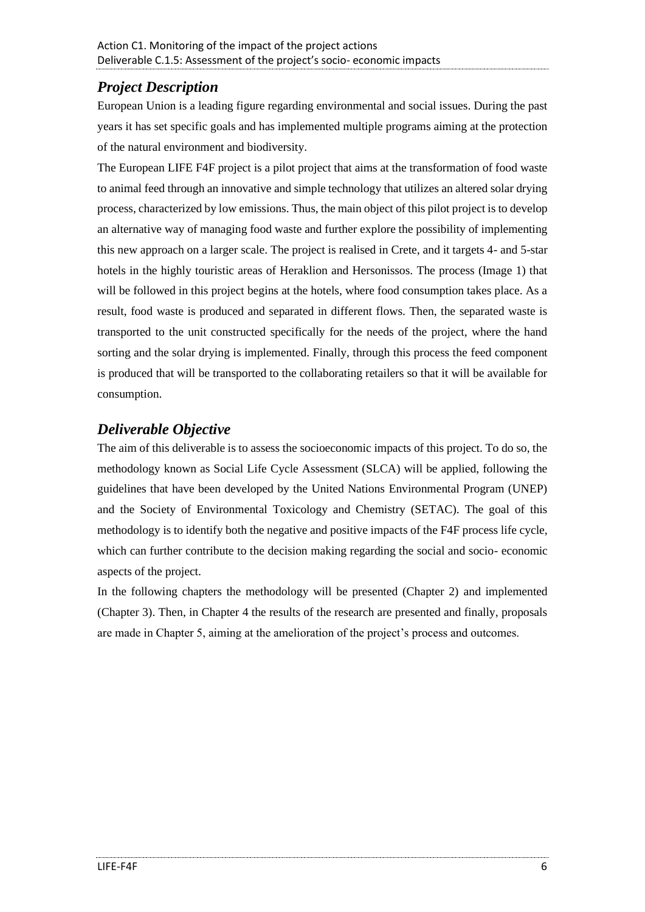## *Project Description*

European Union is a leading figure regarding environmental and social issues. During the past years it has set specific goals and has implemented multiple programs aiming at the protection of the natural environment and biodiversity.

The European LIFE F4F project is a pilot project that aims at the transformation of food waste to animal feed through an innovative and simple technology that utilizes an altered solar drying process, characterized by low emissions. Thus, the main object of this pilot project is to develop an alternative way of managing food waste and further explore the possibility of implementing this new approach on a larger scale. The project is realised in Crete, and it targets 4- and 5-star hotels in the highly touristic areas of Heraklion and Hersonissos. The process (Image 1) that will be followed in this project begins at the hotels, where food consumption takes place. As a result, food waste is produced and separated in different flows. Then, the separated waste is transported to the unit constructed specifically for the needs of the project, where the hand sorting and the solar drying is implemented. Finally, through this process the feed component is produced that will be transported to the collaborating retailers so that it will be available for consumption.

## *Deliverable Objective*

The aim of this deliverable is to assess the socioeconomic impacts of this project. To do so, the methodology known as Social Life Cycle Assessment (SLCA) will be applied, following the guidelines that have been developed by the United Nations Environmental Program (UNEP) and the Society of Environmental Toxicology and Chemistry (SETAC). The goal of this methodology is to identify both the negative and positive impacts of the F4F process life cycle, which can further contribute to the decision making regarding the social and socio- economic aspects of the project.

In the following chapters the methodology will be presented (Chapter 2) and implemented (Chapter 3). Then, in Chapter 4 the results of the research are presented and finally, proposals are made in Chapter 5, aiming at the amelioration of the project's process and outcomes.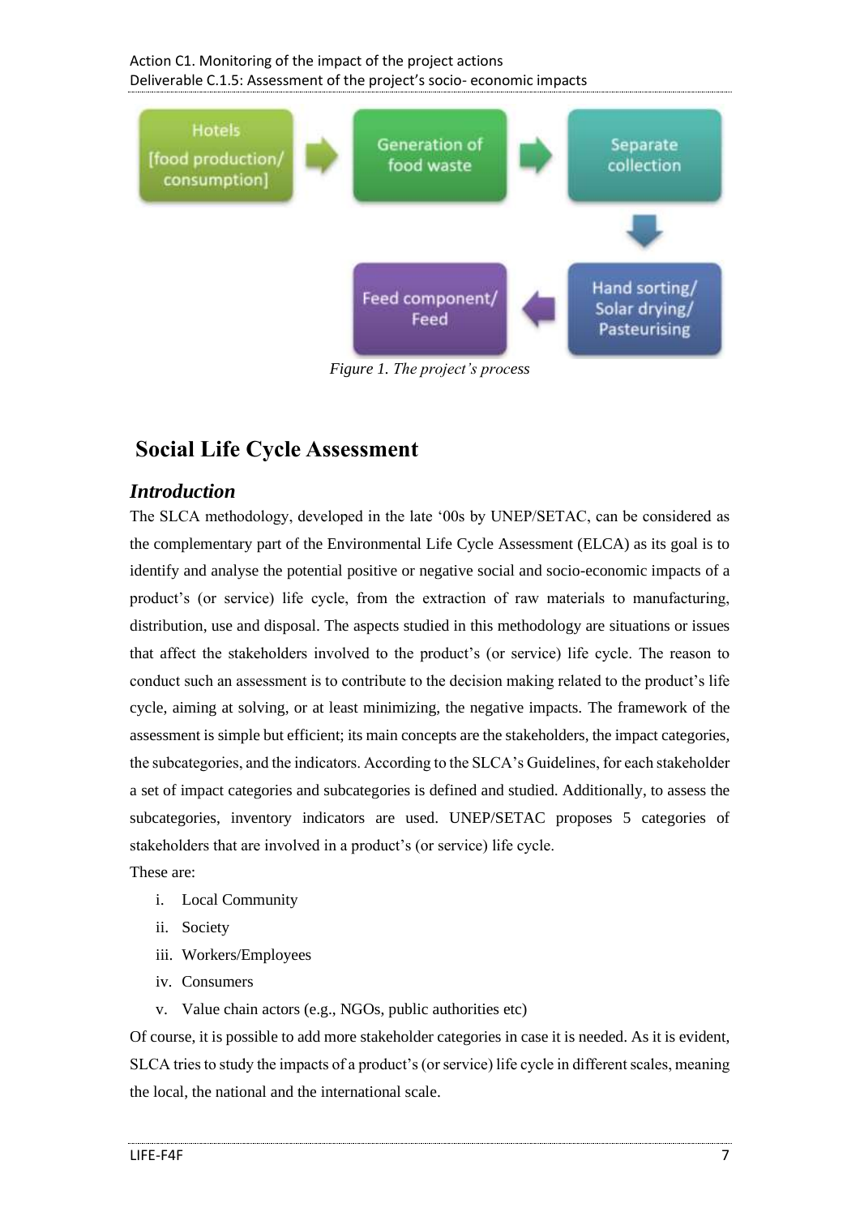Hotels [food production/ consumption] → Generation of food waste → Separate collection → Hand sorting/ Solar drying/ Pasteurising → Feed component/ Feed

*Figure 1. The project's process*

# Social Life Cycle Assessment

## *Introduction*

The SLCA methodology, developed in the late '00s by UNEP/SETAC, can be considered as the complementary part of the Environmental Life Cycle Assessment (ELCA) as its goal is to identify and analyse the potential positive or negative social and socio-economic impacts of a product's (or service) life cycle, from the extraction of raw materials to manufacturing, distribution, use and disposal. The aspects studied in this methodology are situations or issues that affect the stakeholders involved to the product's (or service) life cycle. The reason to conduct such an assessment is to contribute to the decision making related to the product's life cycle, aiming at solving, or at least minimizing, the negative impacts. The framework of the assessment is simple but efficient; its main concepts are the stakeholders, the impact categories, the subcategories, and the indicators. According to the SLCA's Guidelines, for each stakeholder a set of impact categories and subcategories is defined and studied. Additionally, to assess the subcategories, inventory indicators are used. UNEP/SETAC proposes 5 categories of stakeholders that are involved in a product's (or service) life cycle.

These are:

i. Local Community
ii. Society
iii. Workers/Employees
iv. Consumers
v. Value chain actors (e.g., NGOs, public authorities etc)

Of course, it is possible to add more stakeholder categories in case it is needed. As it is evident, SLCA tries to study the impacts of a product's (or service) life cycle in different scales, meaning the local, the national and the international scale.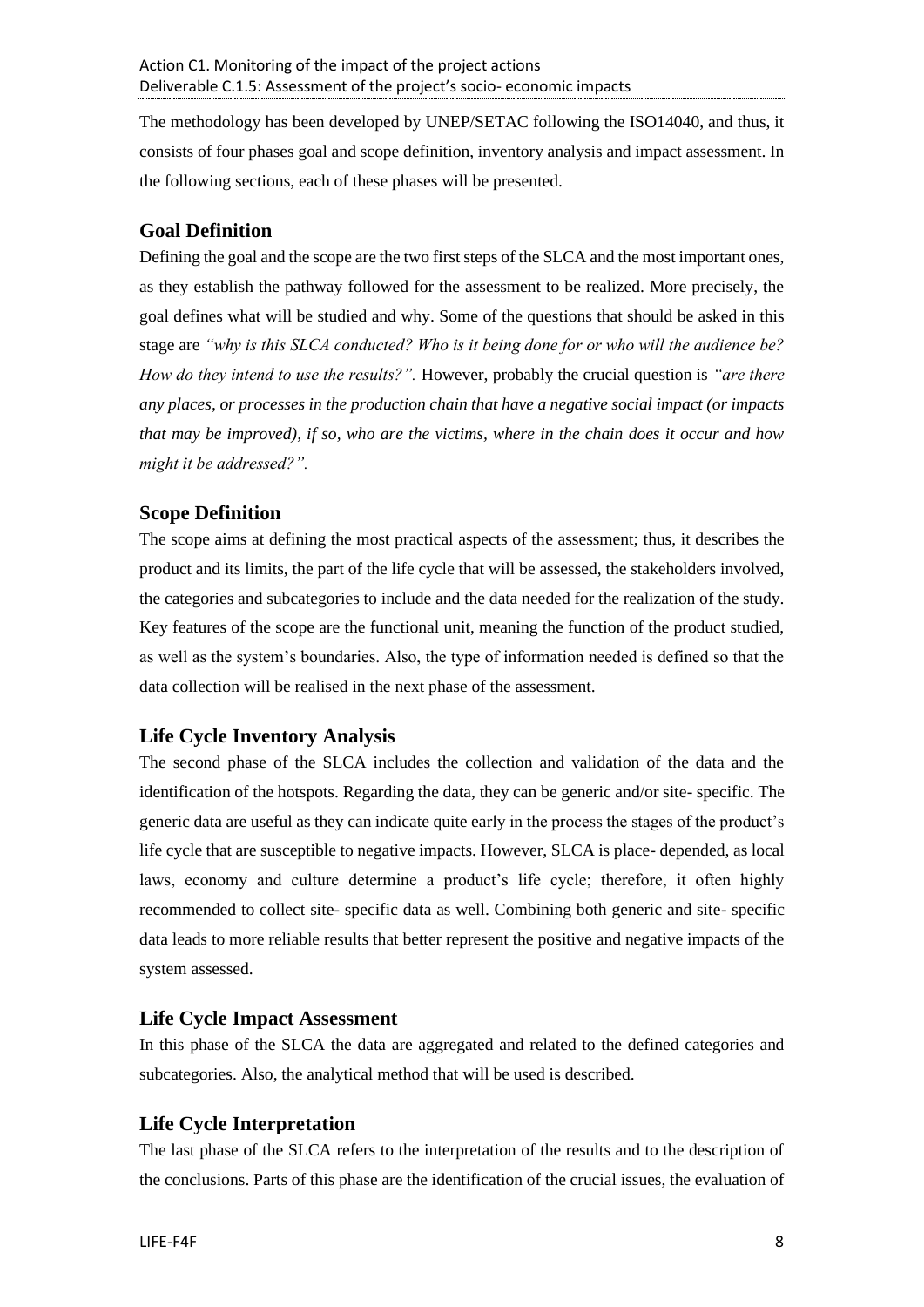The methodology has been developed by UNEP/SETAC following the ISO14040, and thus, it consists of four phases goal and scope definition, inventory analysis and impact assessment. In the following sections, each of these phases will be presented.

## Goal Definition

Defining the goal and the scope are the two first steps of the SLCA and the most important ones, as they establish the pathway followed for the assessment to be realized. More precisely, the goal defines what will be studied and why. Some of the questions that should be asked in this stage are *"why is this SLCA conducted? Who is it being done for or who will the audience be? How do they intend to use the results?".* However, probably the crucial question is *"are there any places, or processes in the production chain that have a negative social impact (or impacts that may be improved), if so, who are the victims, where in the chain does it occur and how might it be addressed?".*

## Scope Definition

The scope aims at defining the most practical aspects of the assessment; thus, it describes the product and its limits, the part of the life cycle that will be assessed, the stakeholders involved, the categories and subcategories to include and the data needed for the realization of the study. Key features of the scope are the functional unit, meaning the function of the product studied, as well as the system's boundaries. Also, the type of information needed is defined so that the data collection will be realised in the next phase of the assessment.

## Life Cycle Inventory Analysis

The second phase of the SLCA includes the collection and validation of the data and the identification of the hotspots. Regarding the data, they can be generic and/or site- specific. The generic data are useful as they can indicate quite early in the process the stages of the product's life cycle that are susceptible to negative impacts. However, SLCA is place- depended, as local laws, economy and culture determine a product's life cycle; therefore, it often highly recommended to collect site- specific data as well. Combining both generic and site- specific data leads to more reliable results that better represent the positive and negative impacts of the system assessed.

## Life Cycle Impact Assessment

In this phase of the SLCA the data are aggregated and related to the defined categories and subcategories. Also, the analytical method that will be used is described.

## Life Cycle Interpretation

The last phase of the SLCA refers to the interpretation of the results and to the description of the conclusions. Parts of this phase are the identification of the crucial issues, the evaluation of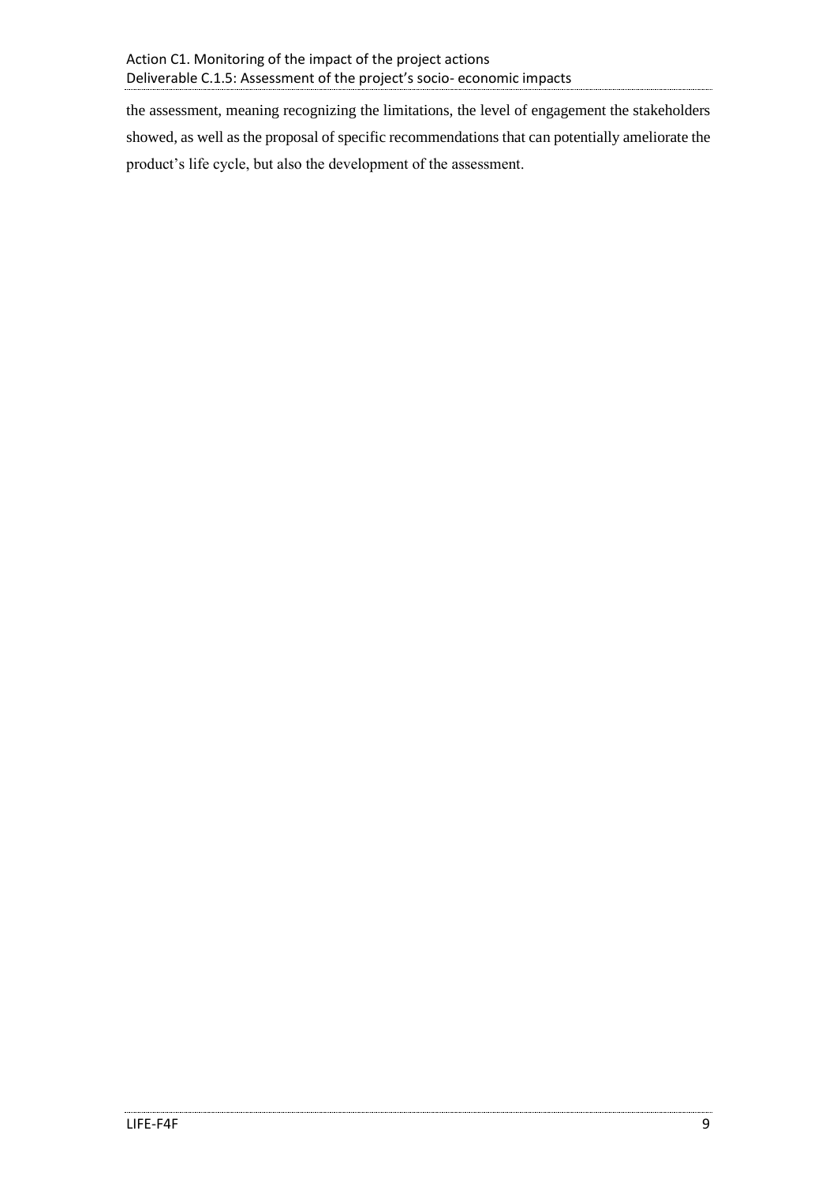the assessment, meaning recognizing the limitations, the level of engagement the stakeholders showed, as well as the proposal of specific recommendations that can potentially ameliorate the product's life cycle, but also the development of the assessment.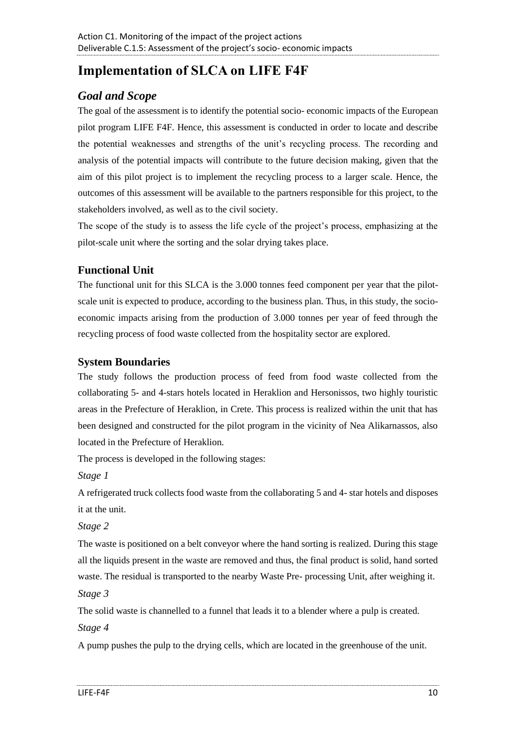# Implementation of SLCA on LIFE F4F

## *Goal and Scope*

The goal of the assessment is to identify the potential socio- economic impacts of the European pilot program LIFE F4F. Hence, this assessment is conducted in order to locate and describe the potential weaknesses and strengths of the unit's recycling process. The recording and analysis of the potential impacts will contribute to the future decision making, given that the aim of this pilot project is to implement the recycling process to a larger scale. Hence, the outcomes of this assessment will be available to the partners responsible for this project, to the stakeholders involved, as well as to the civil society.

The scope of the study is to assess the life cycle of the project's process, emphasizing at the pilot-scale unit where the sorting and the solar drying takes place.

### Functional Unit

The functional unit for this SLCA is the 3.000 tonnes feed component per year that the pilot-scale unit is expected to produce, according to the business plan. Thus, in this study, the socio-economic impacts arising from the production of 3.000 tonnes per year of feed through the recycling process of food waste collected from the hospitality sector are explored.

### System Boundaries

The study follows the production process of feed from food waste collected from the collaborating 5- and 4-stars hotels located in Heraklion and Hersonissos, two highly touristic areas in the Prefecture of Heraklion, in Crete. This process is realized within the unit that has been designed and constructed for the pilot program in the vicinity of Nea Alikarnassos, also located in the Prefecture of Heraklion.

The process is developed in the following stages:

*Stage 1*

A refrigerated truck collects food waste from the collaborating 5 and 4- star hotels and disposes it at the unit.

*Stage 2*

The waste is positioned on a belt conveyor where the hand sorting is realized. During this stage all the liquids present in the waste are removed and thus, the final product is solid, hand sorted waste. The residual is transported to the nearby Waste Pre- processing Unit, after weighing it.

*Stage 3*

The solid waste is channelled to a funnel that leads it to a blender where a pulp is created.

*Stage 4*

A pump pushes the pulp to the drying cells, which are located in the greenhouse of the unit.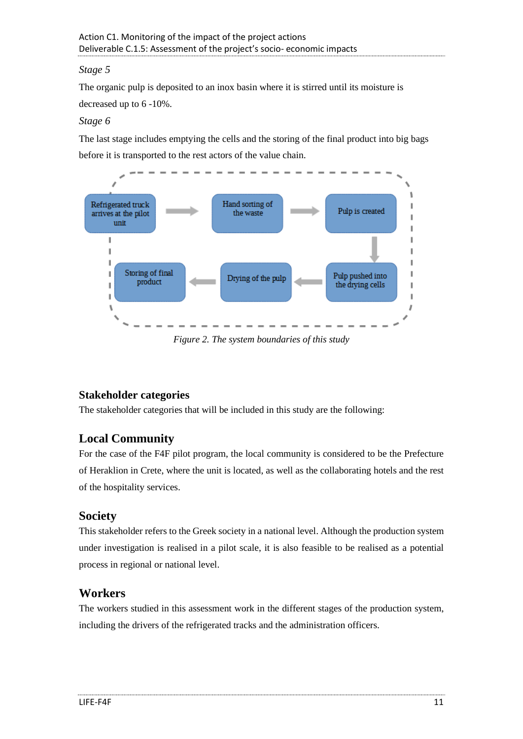*Stage 5*

The organic pulp is deposited to an inox basin where it is stirred until its moisture is decreased up to 6 -10%.

*Stage 6*

The last stage includes emptying the cells and the storing of the final product into big bags before it is transported to the rest actors of the value chain.

Refrigerated truck arrives at the pilot unit → Hand sorting of the waste → Pulp is created → Pulp pushed into the drying cells → Drying of the pulp → Storing of final product

*Figure 2. The system boundaries of this study*

## Stakeholder categories

The stakeholder categories that will be included in this study are the following:

## Local Community

For the case of the F4F pilot program, the local community is considered to be the Prefecture of Heraklion in Crete, where the unit is located, as well as the collaborating hotels and the rest of the hospitality services.

## Society

This stakeholder refers to the Greek society in a national level. Although the production system under investigation is realised in a pilot scale, it is also feasible to be realised as a potential process in regional or national level.

## Workers

The workers studied in this assessment work in the different stages of the production system, including the drivers of the refrigerated tracks and the administration officers.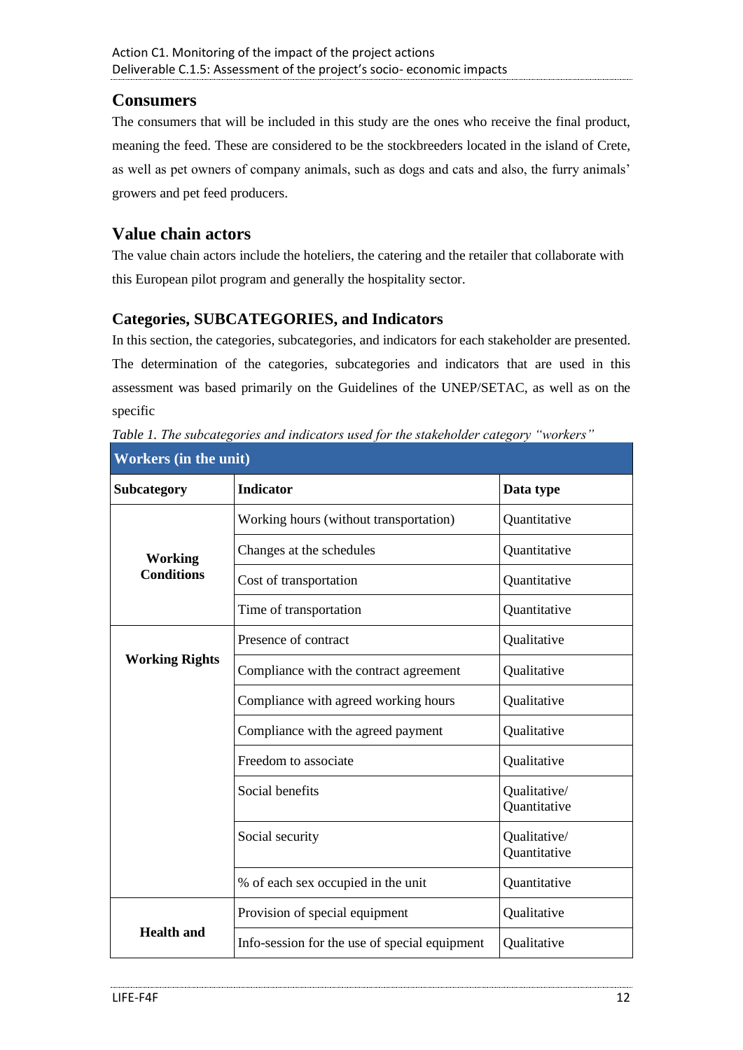## Consumers

The consumers that will be included in this study are the ones who receive the final product, meaning the feed. These are considered to be the stockbreeders located in the island of Crete, as well as pet owners of company animals, such as dogs and cats and also, the furry animals' growers and pet feed producers.

## Value chain actors

The value chain actors include the hoteliers, the catering and the retailer that collaborate with this European pilot program and generally the hospitality sector.

### Categories, SUBCATEGORIES, and Indicators

In this section, the categories, subcategories, and indicators for each stakeholder are presented. The determination of the categories, subcategories and indicators that are used in this assessment was based primarily on the Guidelines of the UNEP/SETAC, as well as on the specific

*Table 1. The subcategories and indicators used for the stakeholder category "workers"*

| **Workers (in the unit)** | | |
|---|---|---|
| **Subcategory** | **Indicator** | **Data type** |
| **Working Conditions** | Working hours (without transportation) | Quantitative |
| | Changes at the schedules | Quantitative |
| | Cost of transportation | Quantitative |
| | Time of transportation | Quantitative |
| **Working Rights** | Presence of contract | Qualitative |
| | Compliance with the contract agreement | Qualitative |
| | Compliance with agreed working hours | Qualitative |
| | Compliance with the agreed payment | Qualitative |
| | Freedom to associate | Qualitative |
| | Social benefits | Qualitative/ Quantitative |
| | Social security | Qualitative/ Quantitative |
| | % of each sex occupied in the unit | Quantitative |
| **Health and** | Provision of special equipment | Qualitative |
| | Info-session for the use of special equipment | Qualitative |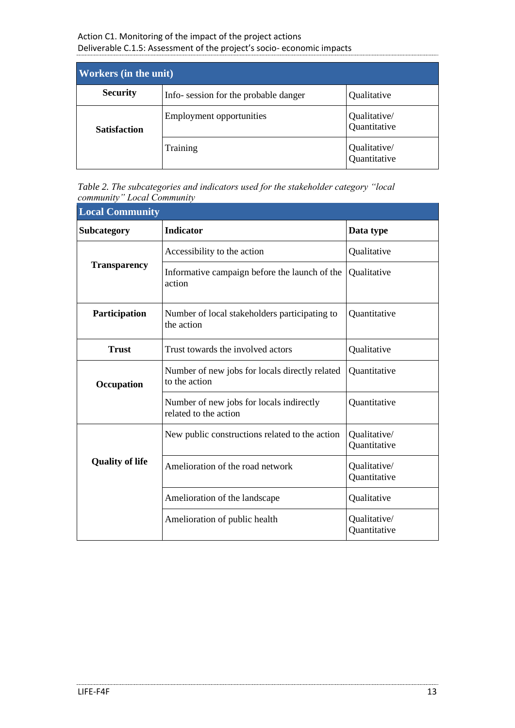| Workers (in the unit) | | |
|---|---|---|
| **Security** | Info- session for the probable danger | Qualitative |
| **Satisfaction** | Employment opportunities | Qualitative/ Quantitative |
| | Training | Qualitative/ Quantitative |

*Table 2. The subcategories and indicators used for the stakeholder category "local community" Local Community*

| Local Community | | |
|---|---|---|
| **Subcategory** | **Indicator** | **Data type** |
| **Transparency** | Accessibility to the action | Qualitative |
| | Informative campaign before the launch of the action | Qualitative |
| **Participation** | Number of local stakeholders participating to the action | Quantitative |
| **Trust** | Trust towards the involved actors | Qualitative |
| **Occupation** | Number of new jobs for locals directly related to the action | Quantitative |
| | Number of new jobs for locals indirectly related to the action | Quantitative |
| **Quality of life** | New public constructions related to the action | Qualitative/ Quantitative |
| | Amelioration of the road network | Qualitative/ Quantitative |
| | Amelioration of the landscape | Qualitative |
| | Amelioration of public health | Qualitative/ Quantitative |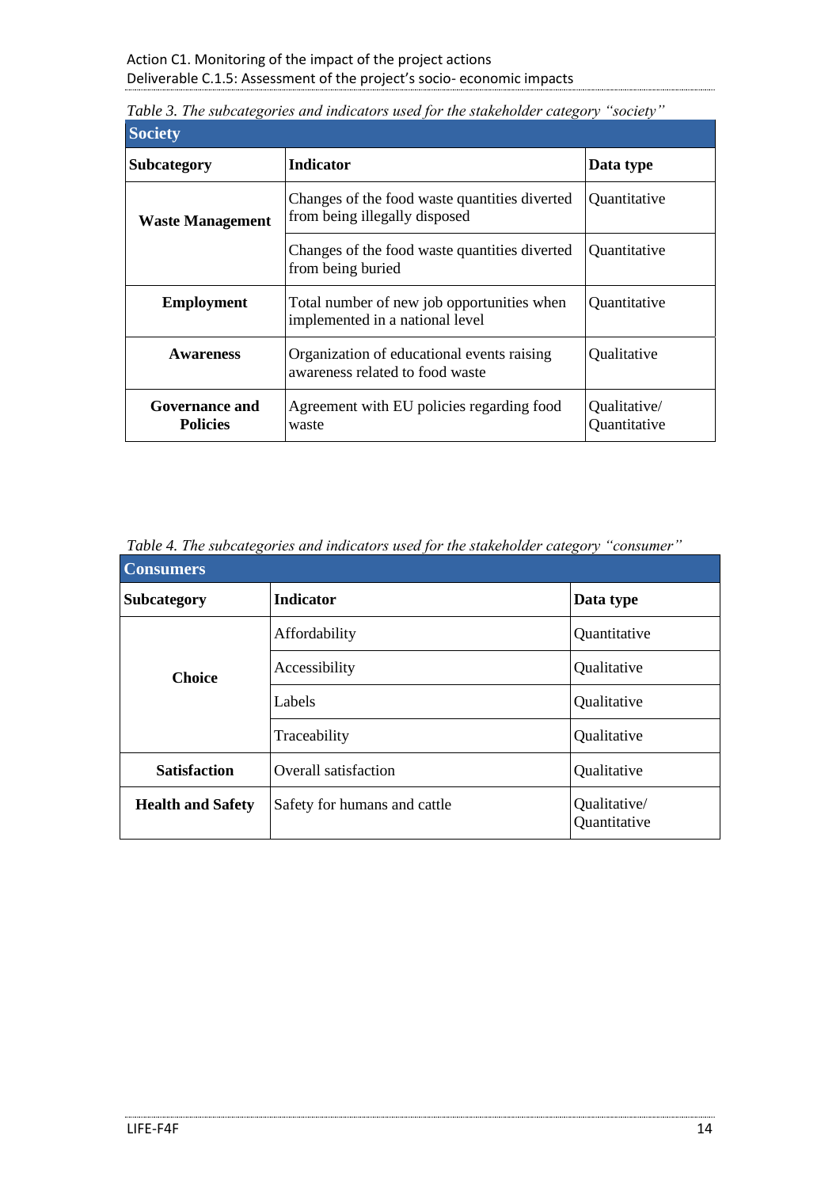*Table 3. The subcategories and indicators used for the stakeholder category "society"*

| Society | | |
|---|---|---|
| **Subcategory** | **Indicator** | **Data type** |
| **Waste Management** | Changes of the food waste quantities diverted from being illegally disposed | Quantitative |
| | Changes of the food waste quantities diverted from being buried | Quantitative |
| **Employment** | Total number of new job opportunities when implemented in a national level | Quantitative |
| **Awareness** | Organization of educational events raising awareness related to food waste | Qualitative |
| **Governance and Policies** | Agreement with EU policies regarding food waste | Qualitative/ Quantitative |

*Table 4. The subcategories and indicators used for the stakeholder category "consumer"*

| Consumers | | |
|---|---|---|
| **Subcategory** | **Indicator** | **Data type** |
| **Choice** | Affordability | Quantitative |
| | Accessibility | Qualitative |
| | Labels | Qualitative |
| | Traceability | Qualitative |
| **Satisfaction** | Overall satisfaction | Qualitative |
| **Health and Safety** | Safety for humans and cattle | Qualitative/ Quantitative |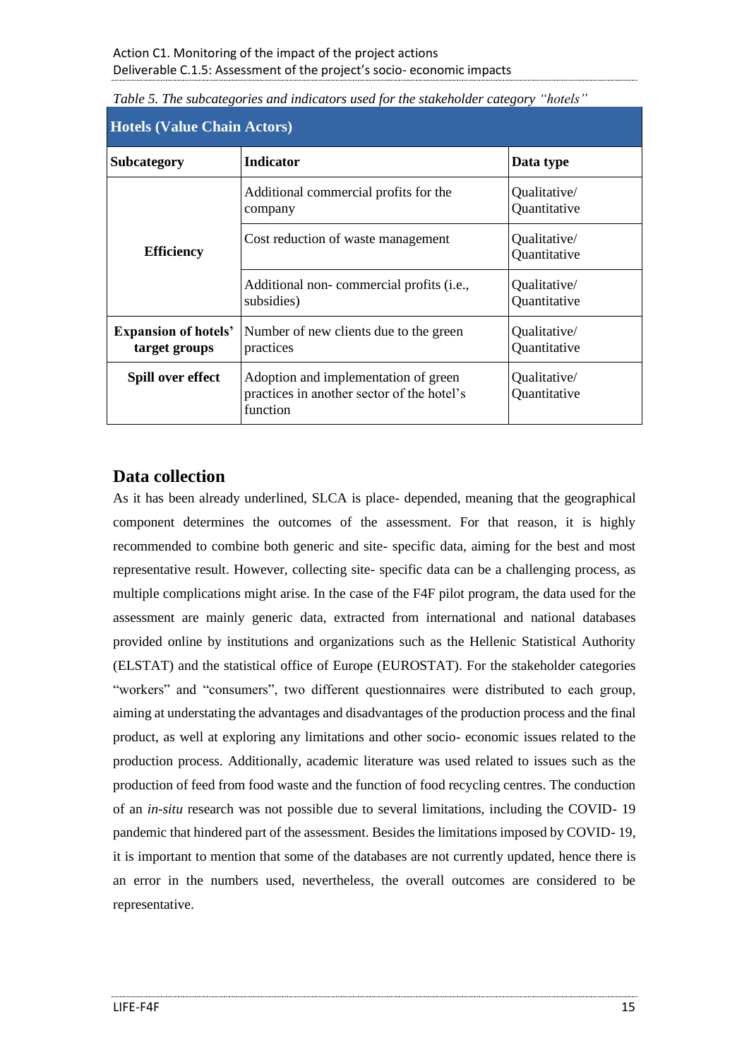*Table 5. The subcategories and indicators used for the stakeholder category "hotels"*

| Hotels (Value Chain Actors) | | |
|---|---|---|
| **Subcategory** | **Indicator** | **Data type** |
| **Efficiency** | Additional commercial profits for the company | Qualitative/ Quantitative |
| | Cost reduction of waste management | Qualitative/ Quantitative |
| | Additional non- commercial profits (i.e., subsidies) | Qualitative/ Quantitative |
| **Expansion of hotels' target groups** | Number of new clients due to the green practices | Qualitative/ Quantitative |
| **Spill over effect** | Adoption and implementation of green practices in another sector of the hotel's function | Qualitative/ Quantitative |

## Data collection

As it has been already underlined, SLCA is place- depended, meaning that the geographical component determines the outcomes of the assessment. For that reason, it is highly recommended to combine both generic and site- specific data, aiming for the best and most representative result. However, collecting site- specific data can be a challenging process, as multiple complications might arise. In the case of the F4F pilot program, the data used for the assessment are mainly generic data, extracted from international and national databases provided online by institutions and organizations such as the Hellenic Statistical Authority (ELSTAT) and the statistical office of Europe (EUROSTAT). For the stakeholder categories "workers" and "consumers", two different questionnaires were distributed to each group, aiming at understating the advantages and disadvantages of the production process and the final product, as well at exploring any limitations and other socio- economic issues related to the production process. Additionally, academic literature was used related to issues such as the production of feed from food waste and the function of food recycling centres. The conduction of an *in-situ* research was not possible due to several limitations, including the COVID- 19 pandemic that hindered part of the assessment. Besides the limitations imposed by COVID- 19, it is important to mention that some of the databases are not currently updated, hence there is an error in the numbers used, nevertheless, the overall outcomes are considered to be representative.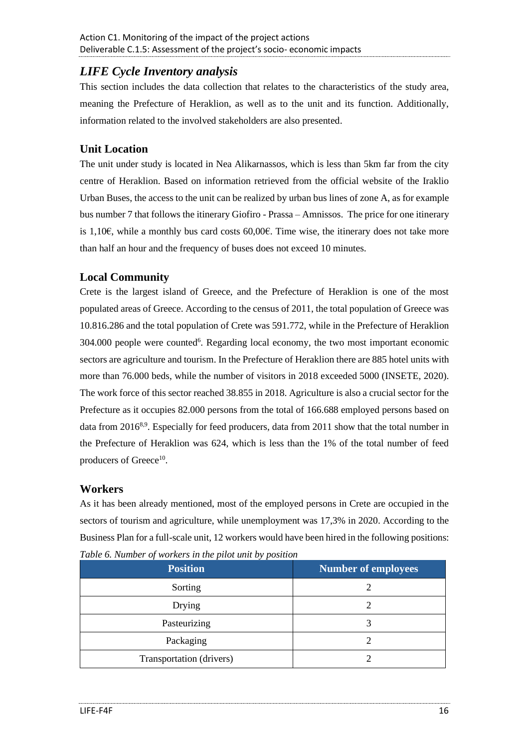## *LIFE Cycle Inventory analysis*

This section includes the data collection that relates to the characteristics of the study area, meaning the Prefecture of Heraklion, as well as to the unit and its function. Additionally, information related to the involved stakeholders are also presented.

### Unit Location

The unit under study is located in Nea Alikarnassos, which is less than 5km far from the city centre of Heraklion. Based on information retrieved from the official website of the Iraklio Urban Buses, the access to the unit can be realized by urban bus lines of zone A, as for example bus number 7 that follows the itinerary Giofiro - Prassa – Amnissos. The price for one itinerary is 1,10€, while a monthly bus card costs 60,00€. Time wise, the itinerary does not take more than half an hour and the frequency of buses does not exceed 10 minutes.

### Local Community

Crete is the largest island of Greece, and the Prefecture of Heraklion is one of the most populated areas of Greece. According to the census of 2011, the total population of Greece was 10.816.286 and the total population of Crete was 591.772, while in the Prefecture of Heraklion 304.000 people were counted[6]. Regarding local economy, the two most important economic sectors are agriculture and tourism. In the Prefecture of Heraklion there are 885 hotel units with more than 76.000 beds, while the number of visitors in 2018 exceeded 5000 (INSETE, 2020). The work force of this sector reached 38.855 in 2018. Agriculture is also a crucial sector for the Prefecture as it occupies 82.000 persons from the total of 166.688 employed persons based on data from 2016[8,9]. Especially for feed producers, data from 2011 show that the total number in the Prefecture of Heraklion was 624, which is less than the 1% of the total number of feed producers of Greece[10].

### Workers

As it has been already mentioned, most of the employed persons in Crete are occupied in the sectors of tourism and agriculture, while unemployment was 17,3% in 2020. According to the Business Plan for a full-scale unit, 12 workers would have been hired in the following positions:

*Table 6. Number of workers in the pilot unit by position*

| Position | Number of employees |
|---|---|
| Sorting | 2 |
| Drying | 2 |
| Pasteurizing | 3 |
| Packaging | 2 |
| Transportation (drivers) | 2 |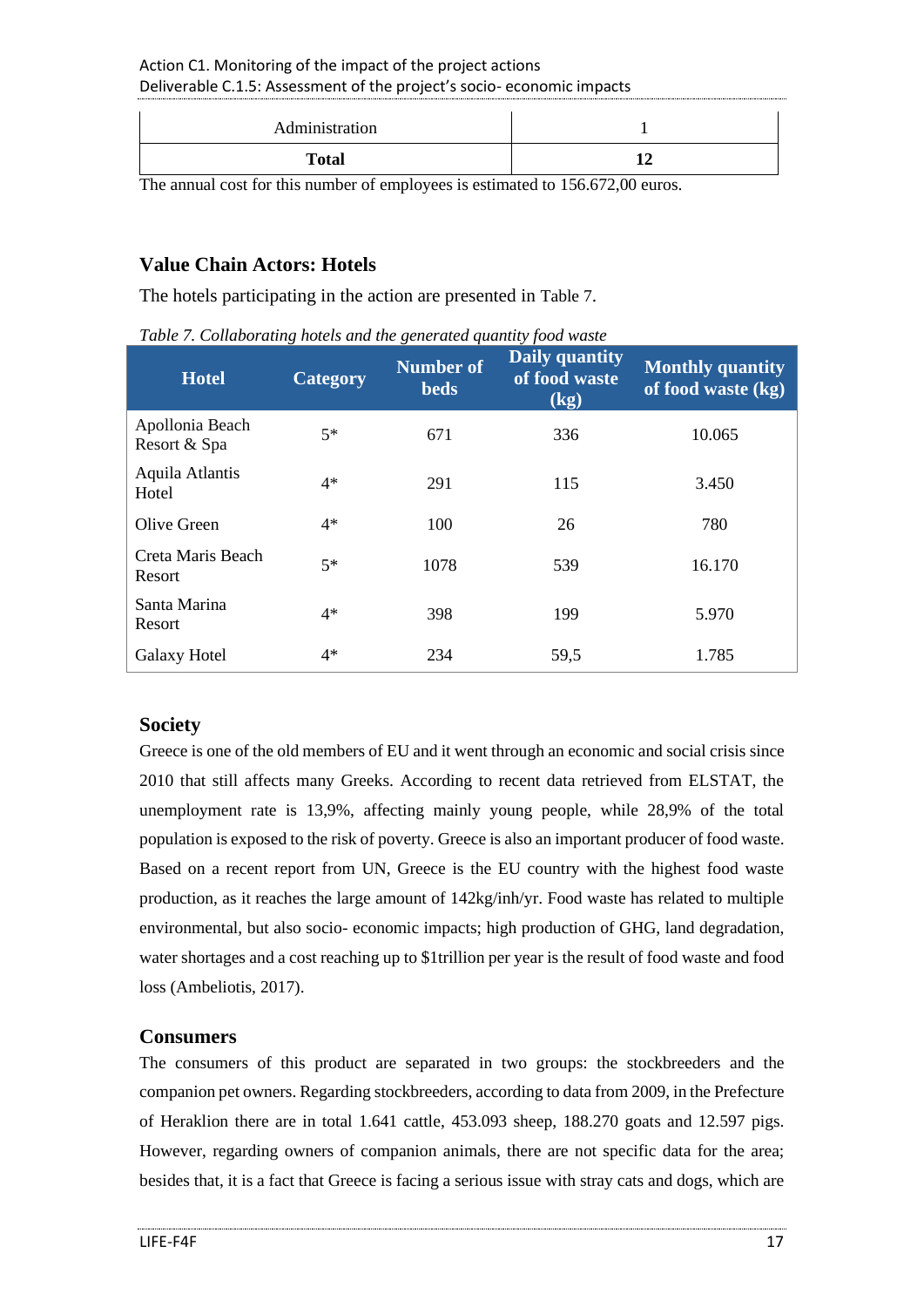| Administration | 1 |
|---|---|
| **Total** | **12** |

The annual cost for this number of employees is estimated to 156.672,00 euros.

### Value Chain Actors: Hotels

The hotels participating in the action are presented in Table 7.

*Table 7. Collaborating hotels and the generated quantity food waste*

| Hotel | Category | Number of beds | Daily quantity of food waste (kg) | Monthly quantity of food waste (kg) |
|---|---|---|---|---|
| Apollonia Beach Resort & Spa | 5* | 671 | 336 | 10.065 |
| Aquila Atlantis Hotel | 4* | 291 | 115 | 3.450 |
| Olive Green | 4* | 100 | 26 | 780 |
| Creta Maris Beach Resort | 5* | 1078 | 539 | 16.170 |
| Santa Marina Resort | 4* | 398 | 199 | 5.970 |
| Galaxy Hotel | 4* | 234 | 59,5 | 1.785 |

### Society

Greece is one of the old members of EU and it went through an economic and social crisis since 2010 that still affects many Greeks. According to recent data retrieved from ELSTAT, the unemployment rate is 13,9%, affecting mainly young people, while 28,9% of the total population is exposed to the risk of poverty. Greece is also an important producer of food waste. Based on a recent report from UN, Greece is the EU country with the highest food waste production, as it reaches the large amount of 142kg/inh/yr. Food waste has related to multiple environmental, but also socio- economic impacts; high production of GHG, land degradation, water shortages and a cost reaching up to $1trillion per year is the result of food waste and food loss (Ambeliotis, 2017).

### Consumers

The consumers of this product are separated in two groups: the stockbreeders and the companion pet owners. Regarding stockbreeders, according to data from 2009, in the Prefecture of Heraklion there are in total 1.641 cattle, 453.093 sheep, 188.270 goats and 12.597 pigs. However, regarding owners of companion animals, there are not specific data for the area; besides that, it is a fact that Greece is facing a serious issue with stray cats and dogs, which are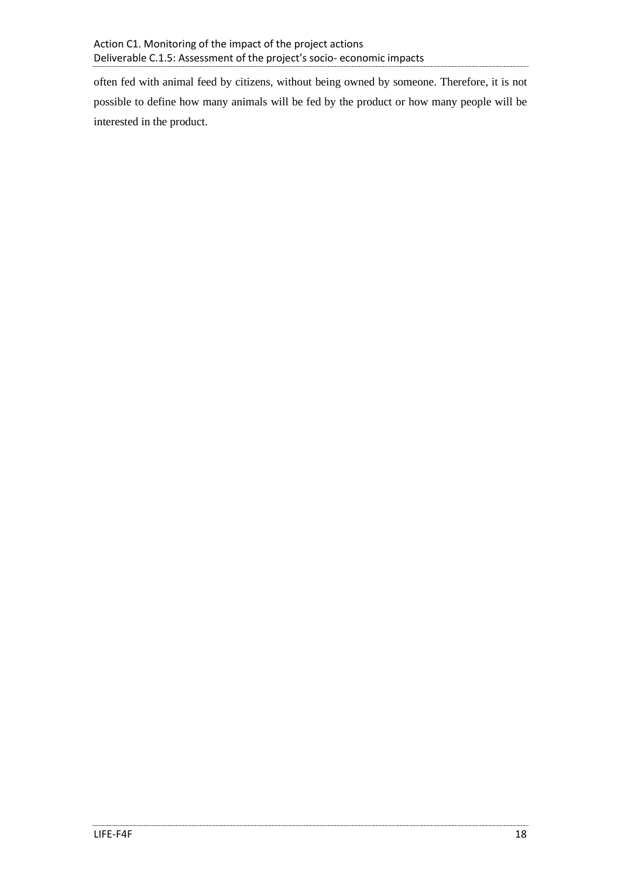often fed with animal feed by citizens, without being owned by someone. Therefore, it is not possible to define how many animals will be fed by the product or how many people will be interested in the product.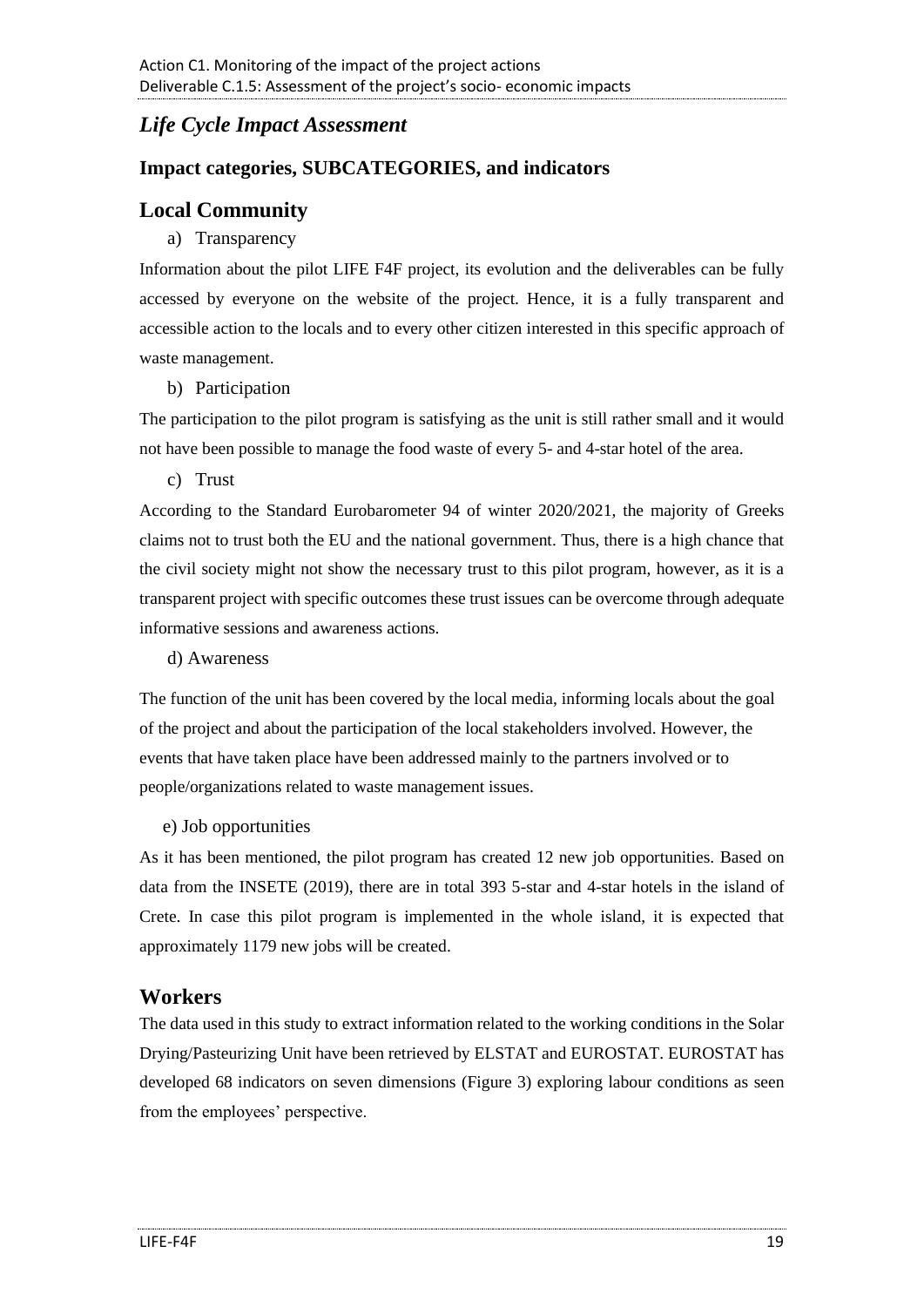## *Life Cycle Impact Assessment*

### Impact categories, SUBCATEGORIES, and indicators

## Local Community

a) Transparency

Information about the pilot LIFE F4F project, its evolution and the deliverables can be fully accessed by everyone on the website of the project. Hence, it is a fully transparent and accessible action to the locals and to every other citizen interested in this specific approach of waste management.

b) Participation

The participation to the pilot program is satisfying as the unit is still rather small and it would not have been possible to manage the food waste of every 5- and 4-star hotel of the area.

c) Trust

According to the Standard Eurobarometer 94 of winter 2020/2021, the majority of Greeks claims not to trust both the EU and the national government. Thus, there is a high chance that the civil society might not show the necessary trust to this pilot program, however, as it is a transparent project with specific outcomes these trust issues can be overcome through adequate informative sessions and awareness actions.

d) Awareness

The function of the unit has been covered by the local media, informing locals about the goal of the project and about the participation of the local stakeholders involved. However, the events that have taken place have been addressed mainly to the partners involved or to people/organizations related to waste management issues.

e) Job opportunities

As it has been mentioned, the pilot program has created 12 new job opportunities. Based on data from the INSETE (2019), there are in total 393 5-star and 4-star hotels in the island of Crete. In case this pilot program is implemented in the whole island, it is expected that approximately 1179 new jobs will be created.

## Workers

The data used in this study to extract information related to the working conditions in the Solar Drying/Pasteurizing Unit have been retrieved by ELSTAT and EUROSTAT. EUROSTAT has developed 68 indicators on seven dimensions (Figure 3) exploring labour conditions as seen from the employees' perspective.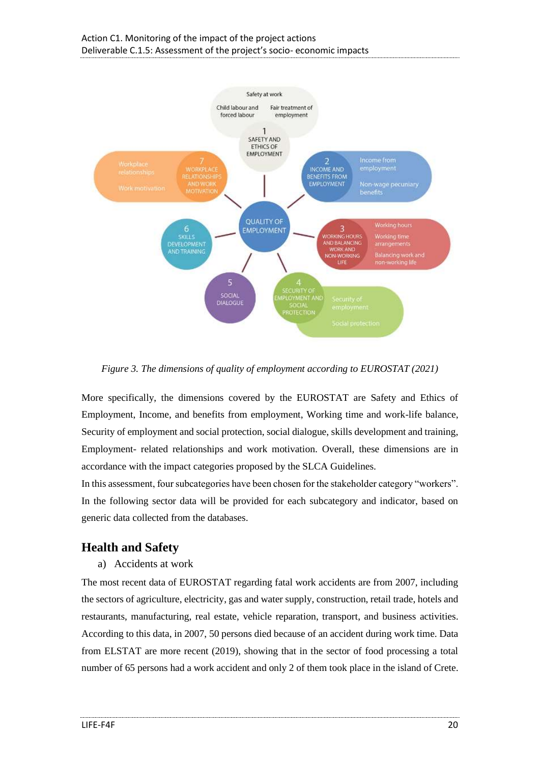Figure 3. The dimensions of quality of employment according to EUROSTAT (2021)

More specifically, the dimensions covered by the EUROSTAT are Safety and Ethics of Employment, Income, and benefits from employment, Working time and work-life balance, Security of employment and social protection, social dialogue, skills development and training, Employment- related relationships and work motivation. Overall, these dimensions are in accordance with the impact categories proposed by the SLCA Guidelines.

In this assessment, four subcategories have been chosen for the stakeholder category "workers". In the following sector data will be provided for each subcategory and indicator, based on generic data collected from the databases.

## Health and Safety

a) Accidents at work

The most recent data of EUROSTAT regarding fatal work accidents are from 2007, including the sectors of agriculture, electricity, gas and water supply, construction, retail trade, hotels and restaurants, manufacturing, real estate, vehicle reparation, transport, and business activities. According to this data, in 2007, 50 persons died because of an accident during work time. Data from ELSTAT are more recent (2019), showing that in the sector of food processing a total number of 65 persons had a work accident and only 2 of them took place in the island of Crete.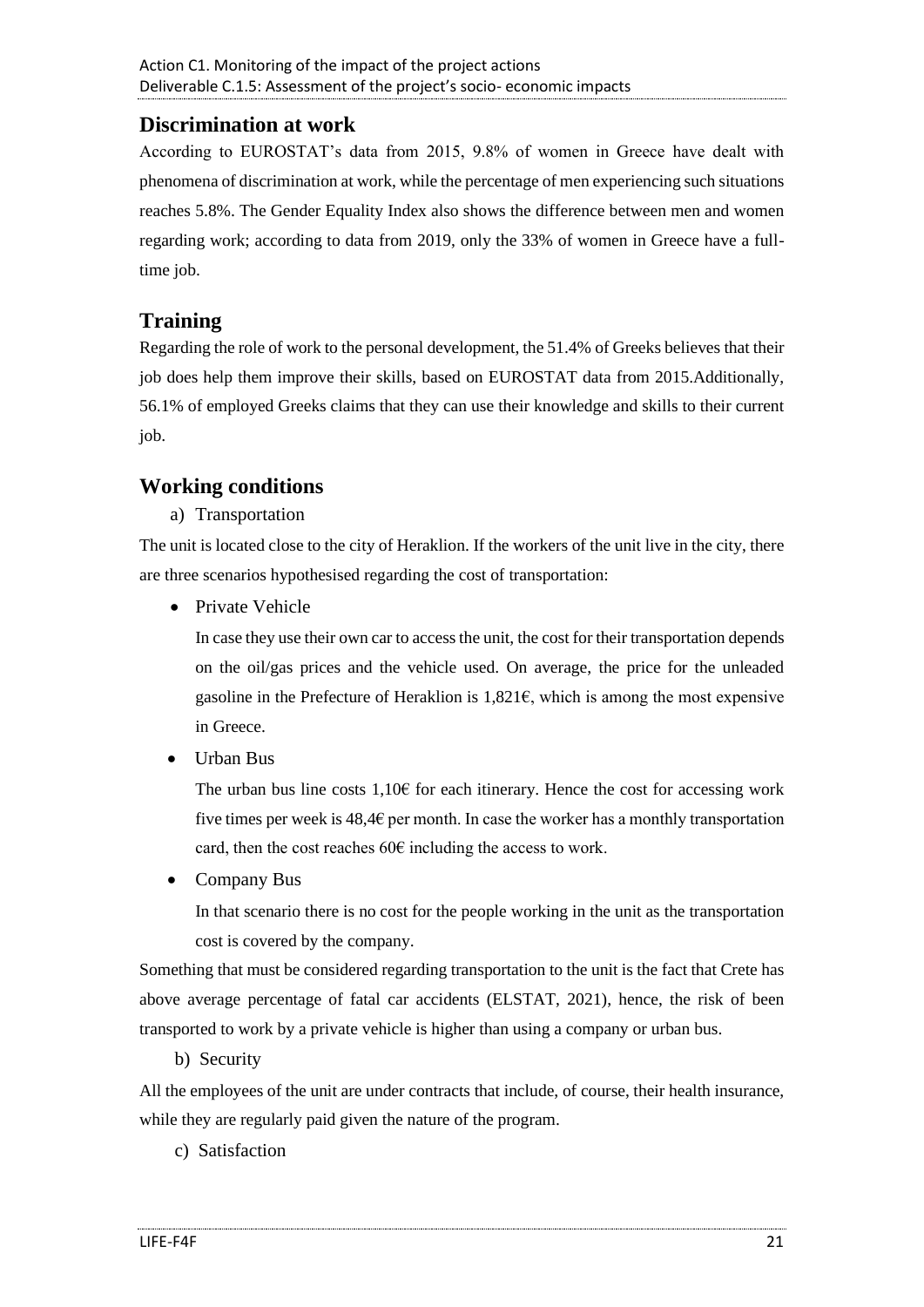## Discrimination at work

According to EUROSTAT's data from 2015, 9.8% of women in Greece have dealt with phenomena of discrimination at work, while the percentage of men experiencing such situations reaches 5.8%. The Gender Equality Index also shows the difference between men and women regarding work; according to data from 2019, only the 33% of women in Greece have a full-time job.

## Training

Regarding the role of work to the personal development, the 51.4% of Greeks believes that their job does help them improve their skills, based on EUROSTAT data from 2015.Additionally, 56.1% of employed Greeks claims that they can use their knowledge and skills to their current job.

## Working conditions

a) Transportation

The unit is located close to the city of Heraklion. If the workers of the unit live in the city, there are three scenarios hypothesised regarding the cost of transportation:

- Private Vehicle

  In case they use their own car to access the unit, the cost for their transportation depends on the oil/gas prices and the vehicle used. On average, the price for the unleaded gasoline in the Prefecture of Heraklion is 1,821€, which is among the most expensive in Greece.

- Urban Bus

  The urban bus line costs 1,10€ for each itinerary. Hence the cost for accessing work five times per week is 48,4€ per month. In case the worker has a monthly transportation card, then the cost reaches 60€ including the access to work.

- Company Bus

  In that scenario there is no cost for the people working in the unit as the transportation cost is covered by the company.

Something that must be considered regarding transportation to the unit is the fact that Crete has above average percentage of fatal car accidents (ELSTAT, 2021), hence, the risk of been transported to work by a private vehicle is higher than using a company or urban bus.

b) Security

All the employees of the unit are under contracts that include, of course, their health insurance, while they are regularly paid given the nature of the program.

c) Satisfaction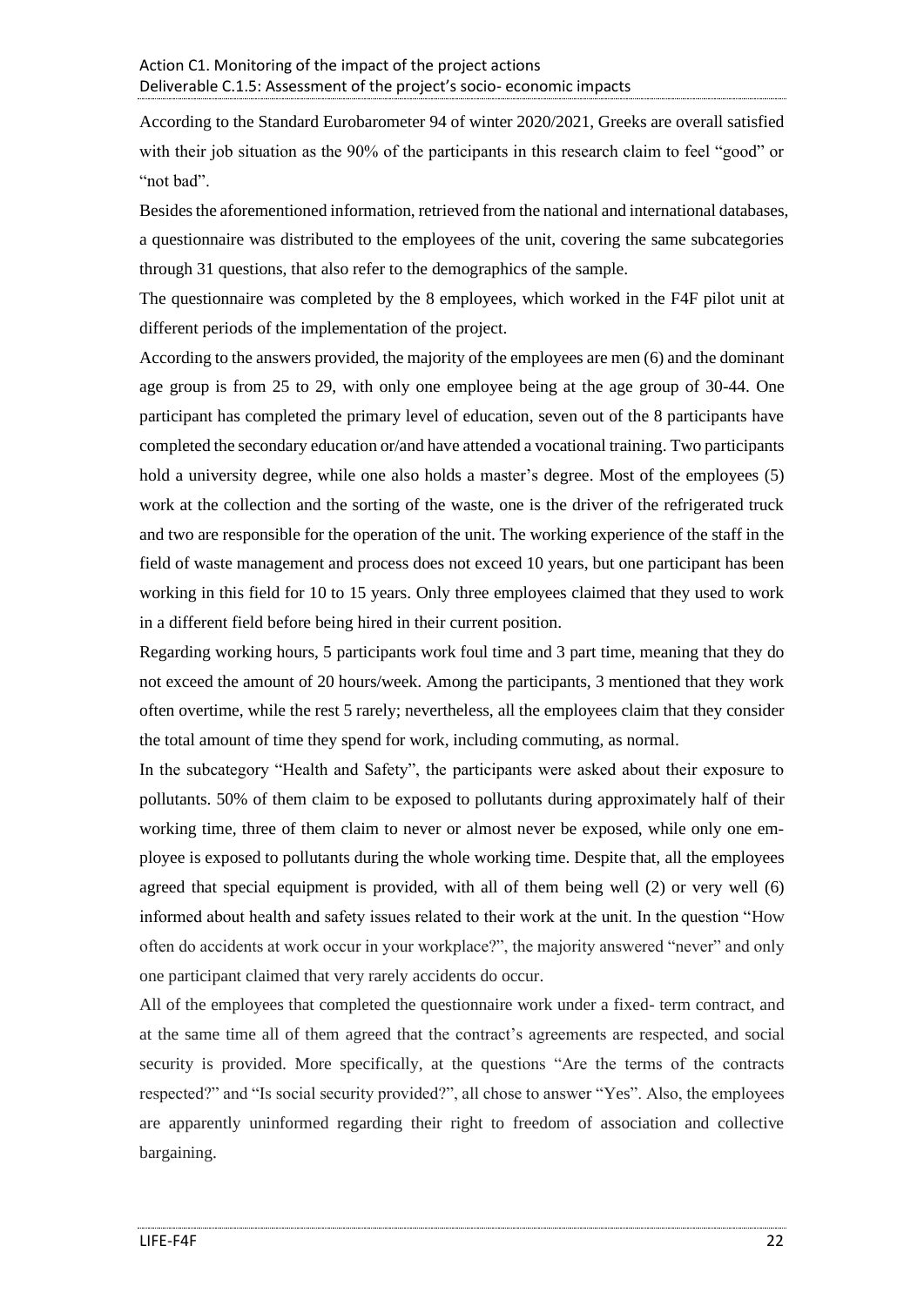According to the Standard Eurobarometer 94 of winter 2020/2021, Greeks are overall satisfied with their job situation as the 90% of the participants in this research claim to feel "good" or "not bad".

Besides the aforementioned information, retrieved from the national and international databases, a questionnaire was distributed to the employees of the unit, covering the same subcategories through 31 questions, that also refer to the demographics of the sample.

The questionnaire was completed by the 8 employees, which worked in the F4F pilot unit at different periods of the implementation of the project.

According to the answers provided, the majority of the employees are men (6) and the dominant age group is from 25 to 29, with only one employee being at the age group of 30-44. One participant has completed the primary level of education, seven out of the 8 participants have completed the secondary education or/and have attended a vocational training. Two participants hold a university degree, while one also holds a master's degree. Most of the employees (5) work at the collection and the sorting of the waste, one is the driver of the refrigerated truck and two are responsible for the operation of the unit. The working experience of the staff in the field of waste management and process does not exceed 10 years, but one participant has been working in this field for 10 to 15 years. Only three employees claimed that they used to work in a different field before being hired in their current position.

Regarding working hours, 5 participants work foul time and 3 part time, meaning that they do not exceed the amount of 20 hours/week. Among the participants, 3 mentioned that they work often overtime, while the rest 5 rarely; nevertheless, all the employees claim that they consider the total amount of time they spend for work, including commuting, as normal.

In the subcategory "Health and Safety", the participants were asked about their exposure to pollutants. 50% of them claim to be exposed to pollutants during approximately half of their working time, three of them claim to never or almost never be exposed, while only one employee is exposed to pollutants during the whole working time. Despite that, all the employees agreed that special equipment is provided, with all of them being well (2) or very well (6) informed about health and safety issues related to their work at the unit. In the question "How often do accidents at work occur in your workplace?", the majority answered "never" and only one participant claimed that very rarely accidents do occur.

All of the employees that completed the questionnaire work under a fixed- term contract, and at the same time all of them agreed that the contract's agreements are respected, and social security is provided. More specifically, at the questions "Are the terms of the contracts respected?" and "Is social security provided?", all chose to answer "Yes". Also, the employees are apparently uninformed regarding their right to freedom of association and collective bargaining.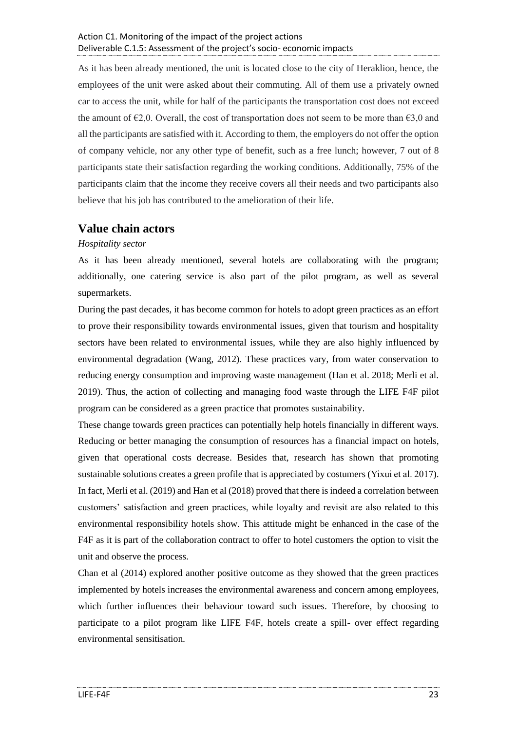As it has been already mentioned, the unit is located close to the city of Heraklion, hence, the employees of the unit were asked about their commuting. All of them use a privately owned car to access the unit, while for half of the participants the transportation cost does not exceed the amount of €2,0. Overall, the cost of transportation does not seem to be more than €3,0 and all the participants are satisfied with it. According to them, the employers do not offer the option of company vehicle, nor any other type of benefit, such as a free lunch; however, 7 out of 8 participants state their satisfaction regarding the working conditions. Additionally, 75% of the participants claim that the income they receive covers all their needs and two participants also believe that his job has contributed to the amelioration of their life.

## Value chain actors

*Hospitality sector*

As it has been already mentioned, several hotels are collaborating with the program; additionally, one catering service is also part of the pilot program, as well as several supermarkets.

During the past decades, it has become common for hotels to adopt green practices as an effort to prove their responsibility towards environmental issues, given that tourism and hospitality sectors have been related to environmental issues, while they are also highly influenced by environmental degradation (Wang, 2012). These practices vary, from water conservation to reducing energy consumption and improving waste management (Han et al. 2018; Merli et al. 2019). Thus, the action of collecting and managing food waste through the LIFE F4F pilot program can be considered as a green practice that promotes sustainability.

These change towards green practices can potentially help hotels financially in different ways. Reducing or better managing the consumption of resources has a financial impact on hotels, given that operational costs decrease. Besides that, research has shown that promoting sustainable solutions creates a green profile that is appreciated by costumers (Yixui et al. 2017). In fact, Merli et al. (2019) and Han et al (2018) proved that there is indeed a correlation between customers' satisfaction and green practices, while loyalty and revisit are also related to this environmental responsibility hotels show. This attitude might be enhanced in the case of the F4F as it is part of the collaboration contract to offer to hotel customers the option to visit the unit and observe the process.

Chan et al (2014) explored another positive outcome as they showed that the green practices implemented by hotels increases the environmental awareness and concern among employees, which further influences their behaviour toward such issues. Therefore, by choosing to participate to a pilot program like LIFE F4F, hotels create a spill- over effect regarding environmental sensitisation.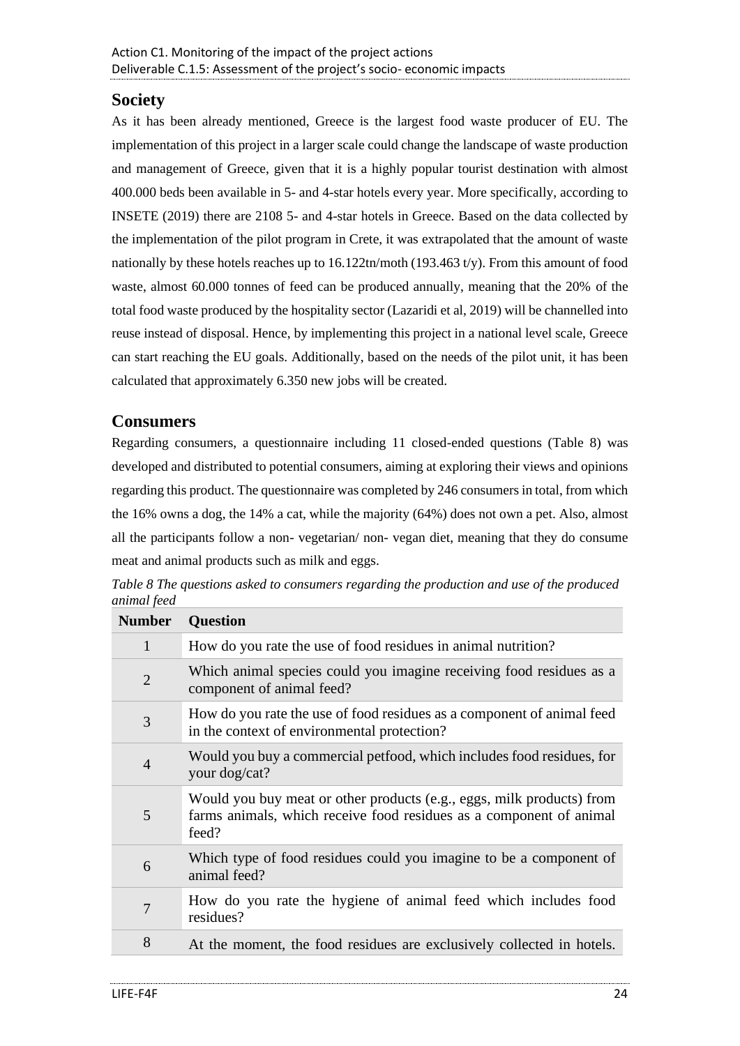## Society

As it has been already mentioned, Greece is the largest food waste producer of EU. The implementation of this project in a larger scale could change the landscape of waste production and management of Greece, given that it is a highly popular tourist destination with almost 400.000 beds been available in 5- and 4-star hotels every year. More specifically, according to INSETE (2019) there are 2108 5- and 4-star hotels in Greece. Based on the data collected by the implementation of the pilot program in Crete, it was extrapolated that the amount of waste nationally by these hotels reaches up to 16.122tn/moth (193.463 t/y). From this amount of food waste, almost 60.000 tonnes of feed can be produced annually, meaning that the 20% of the total food waste produced by the hospitality sector (Lazaridi et al, 2019) will be channelled into reuse instead of disposal. Hence, by implementing this project in a national level scale, Greece can start reaching the EU goals. Additionally, based on the needs of the pilot unit, it has been calculated that approximately 6.350 new jobs will be created.

## Consumers

Regarding consumers, a questionnaire including 11 closed-ended questions (Table 8) was developed and distributed to potential consumers, aiming at exploring their views and opinions regarding this product. The questionnaire was completed by 246 consumers in total, from which the 16% owns a dog, the 14% a cat, while the majority (64%) does not own a pet. Also, almost all the participants follow a non- vegetarian/ non- vegan diet, meaning that they do consume meat and animal products such as milk and eggs.

*Table 8 The questions asked to consumers regarding the production and use of the produced animal feed*

| Number | Question |
|---|---|
| 1 | How do you rate the use of food residues in animal nutrition? |
| 2 | Which animal species could you imagine receiving food residues as a component of animal feed? |
| 3 | How do you rate the use of food residues as a component of animal feed in the context of environmental protection? |
| 4 | Would you buy a commercial petfood, which includes food residues, for your dog/cat? |
| 5 | Would you buy meat or other products (e.g., eggs, milk products) from farms animals, which receive food residues as a component of animal feed? |
| 6 | Which type of food residues could you imagine to be a component of animal feed? |
| 7 | How do you rate the hygiene of animal feed which includes food residues? |
| 8 | At the moment, the food residues are exclusively collected in hotels. |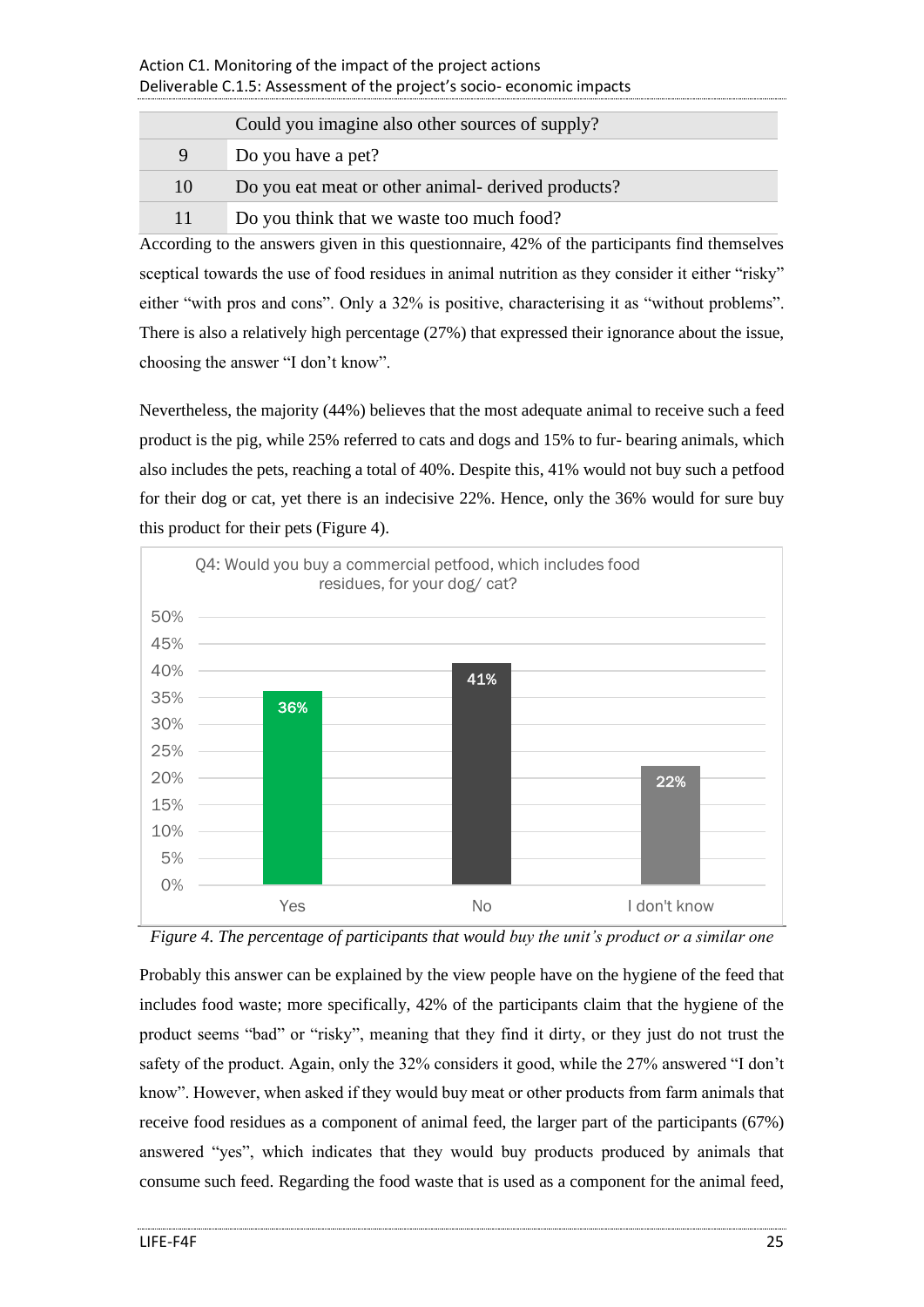|  | Could you imagine also other sources of supply? |
|---|---|
| 9 | Do you have a pet? |
| 10 | Do you eat meat or other animal- derived products? |
| 11 | Do you think that we waste too much food? |

According to the answers given in this questionnaire, 42% of the participants find themselves sceptical towards the use of food residues in animal nutrition as they consider it either "risky" either "with pros and cons". Only a 32% is positive, characterising it as "without problems". There is also a relatively high percentage (27%) that expressed their ignorance about the issue, choosing the answer "I don't know".

Nevertheless, the majority (44%) believes that the most adequate animal to receive such a feed product is the pig, while 25% referred to cats and dogs and 15% to fur- bearing animals, which also includes the pets, reaching a total of 40%. Despite this, 41% would not buy such a petfood for their dog or cat, yet there is an indecisive 22%. Hence, only the 36% would for sure buy this product for their pets (Figure 4).

Q4: Would you buy a commercial petfood, which includes food residues, for your dog/ cat?

| Answer | Percentage |
|---|---|
| Yes | 36% |
| No | 41% |
| I don't know | 22% |

*Figure 4. The percentage of participants that would buy the unit's product or a similar one*

Probably this answer can be explained by the view people have on the hygiene of the feed that includes food waste; more specifically, 42% of the participants claim that the hygiene of the product seems "bad" or "risky", meaning that they find it dirty, or they just do not trust the safety of the product. Again, only the 32% considers it good, while the 27% answered "I don't know". However, when asked if they would buy meat or other products from farm animals that receive food residues as a component of animal feed, the larger part of the participants (67%) answered "yes", which indicates that they would buy products produced by animals that consume such feed. Regarding the food waste that is used as a component for the animal feed,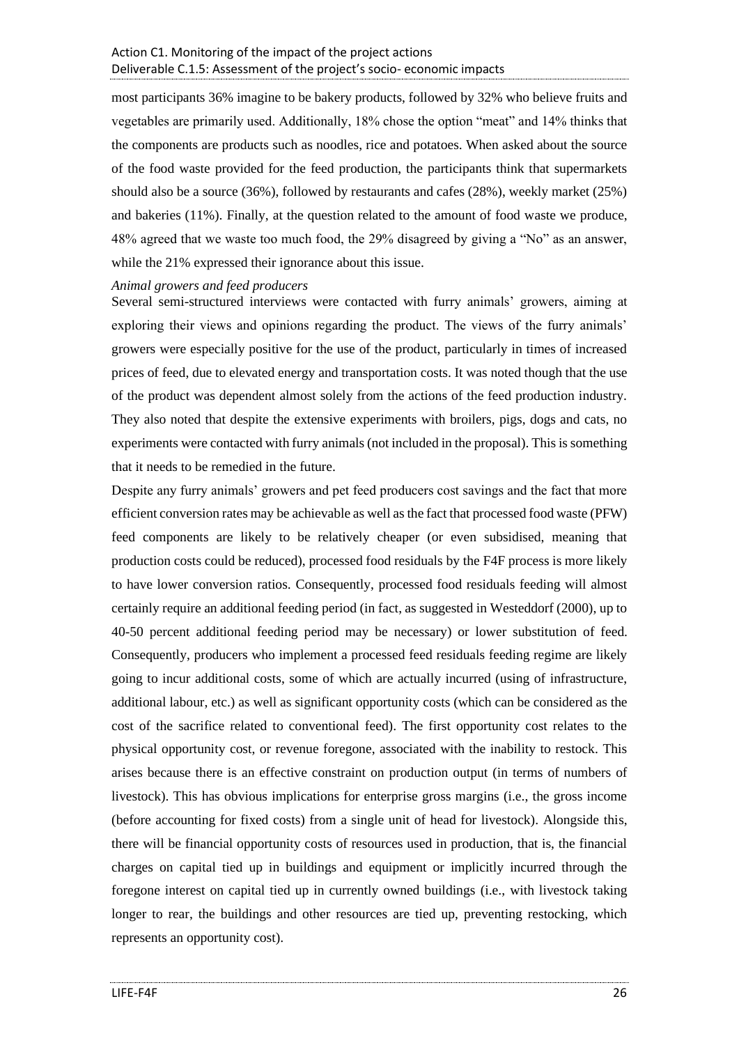most participants 36% imagine to be bakery products, followed by 32% who believe fruits and vegetables are primarily used. Additionally, 18% chose the option "meat" and 14% thinks that the components are products such as noodles, rice and potatoes. When asked about the source of the food waste provided for the feed production, the participants think that supermarkets should also be a source (36%), followed by restaurants and cafes (28%), weekly market (25%) and bakeries (11%). Finally, at the question related to the amount of food waste we produce, 48% agreed that we waste too much food, the 29% disagreed by giving a "No" as an answer, while the 21% expressed their ignorance about this issue.

*Animal growers and feed producers*

Several semi-structured interviews were contacted with furry animals' growers, aiming at exploring their views and opinions regarding the product. The views of the furry animals' growers were especially positive for the use of the product, particularly in times of increased prices of feed, due to elevated energy and transportation costs. It was noted though that the use of the product was dependent almost solely from the actions of the feed production industry. They also noted that despite the extensive experiments with broilers, pigs, dogs and cats, no experiments were contacted with furry animals (not included in the proposal). This is something that it needs to be remedied in the future.

Despite any furry animals' growers and pet feed producers cost savings and the fact that more efficient conversion rates may be achievable as well as the fact that processed food waste (PFW) feed components are likely to be relatively cheaper (or even subsidised, meaning that production costs could be reduced), processed food residuals by the F4F process is more likely to have lower conversion ratios. Consequently, processed food residuals feeding will almost certainly require an additional feeding period (in fact, as suggested in Westeddorf (2000), up to 40-50 percent additional feeding period may be necessary) or lower substitution of feed. Consequently, producers who implement a processed feed residuals feeding regime are likely going to incur additional costs, some of which are actually incurred (using of infrastructure, additional labour, etc.) as well as significant opportunity costs (which can be considered as the cost of the sacrifice related to conventional feed). The first opportunity cost relates to the physical opportunity cost, or revenue foregone, associated with the inability to restock. This arises because there is an effective constraint on production output (in terms of numbers of livestock). This has obvious implications for enterprise gross margins (i.e., the gross income (before accounting for fixed costs) from a single unit of head for livestock). Alongside this, there will be financial opportunity costs of resources used in production, that is, the financial charges on capital tied up in buildings and equipment or implicitly incurred through the foregone interest on capital tied up in currently owned buildings (i.e., with livestock taking longer to rear, the buildings and other resources are tied up, preventing restocking, which represents an opportunity cost).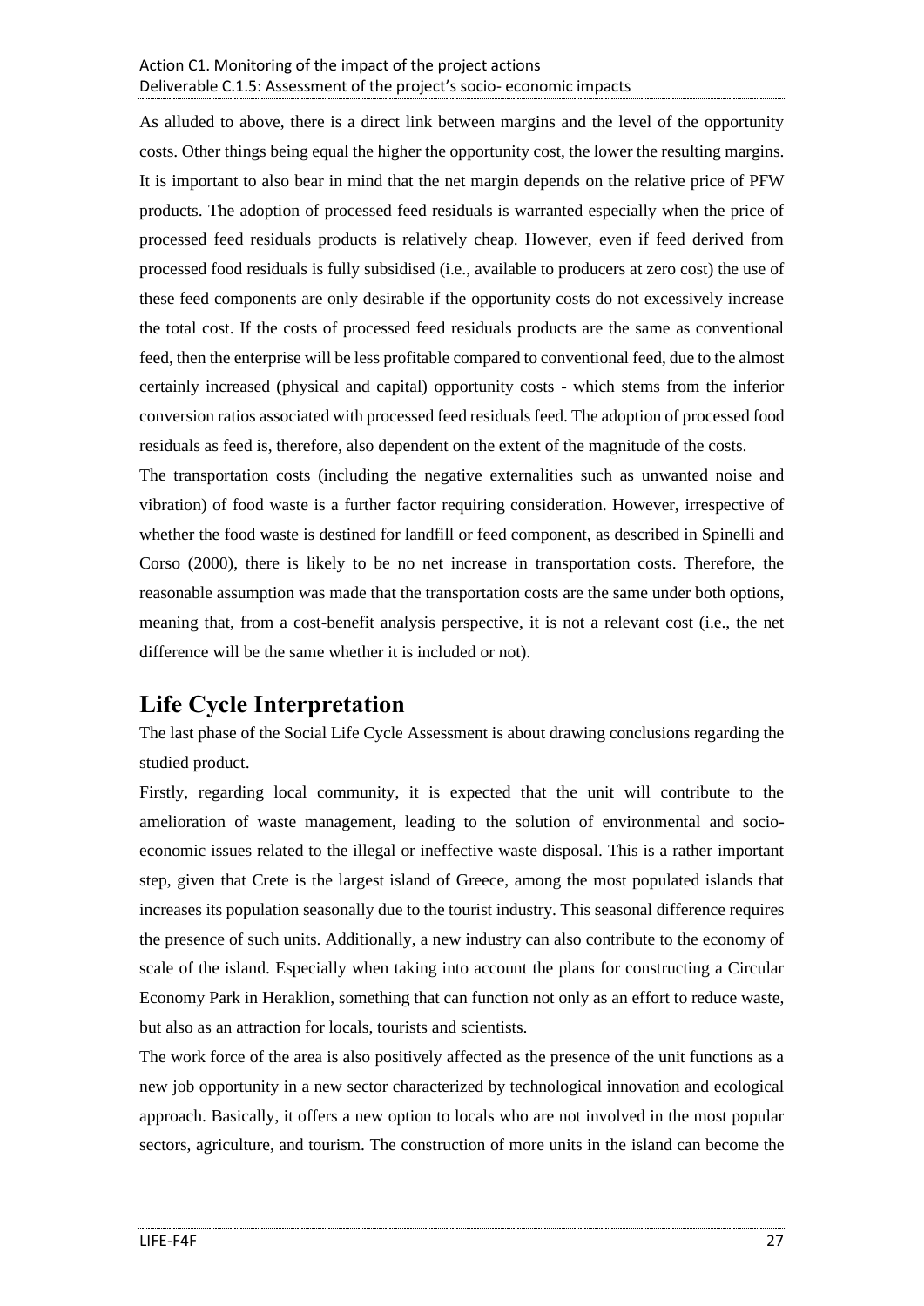As alluded to above, there is a direct link between margins and the level of the opportunity costs. Other things being equal the higher the opportunity cost, the lower the resulting margins. It is important to also bear in mind that the net margin depends on the relative price of PFW products. The adoption of processed feed residuals is warranted especially when the price of processed feed residuals products is relatively cheap. However, even if feed derived from processed food residuals is fully subsidised (i.e., available to producers at zero cost) the use of these feed components are only desirable if the opportunity costs do not excessively increase the total cost. If the costs of processed feed residuals products are the same as conventional feed, then the enterprise will be less profitable compared to conventional feed, due to the almost certainly increased (physical and capital) opportunity costs - which stems from the inferior conversion ratios associated with processed feed residuals feed. The adoption of processed food residuals as feed is, therefore, also dependent on the extent of the magnitude of the costs.

The transportation costs (including the negative externalities such as unwanted noise and vibration) of food waste is a further factor requiring consideration. However, irrespective of whether the food waste is destined for landfill or feed component, as described in Spinelli and Corso (2000), there is likely to be no net increase in transportation costs. Therefore, the reasonable assumption was made that the transportation costs are the same under both options, meaning that, from a cost-benefit analysis perspective, it is not a relevant cost (i.e., the net difference will be the same whether it is included or not).

# Life Cycle Interpretation

The last phase of the Social Life Cycle Assessment is about drawing conclusions regarding the studied product.

Firstly, regarding local community, it is expected that the unit will contribute to the amelioration of waste management, leading to the solution of environmental and socio-economic issues related to the illegal or ineffective waste disposal. This is a rather important step, given that Crete is the largest island of Greece, among the most populated islands that increases its population seasonally due to the tourist industry. This seasonal difference requires the presence of such units. Additionally, a new industry can also contribute to the economy of scale of the island. Especially when taking into account the plans for constructing a Circular Economy Park in Heraklion, something that can function not only as an effort to reduce waste, but also as an attraction for locals, tourists and scientists.

The work force of the area is also positively affected as the presence of the unit functions as a new job opportunity in a new sector characterized by technological innovation and ecological approach. Basically, it offers a new option to locals who are not involved in the most popular sectors, agriculture, and tourism. The construction of more units in the island can become the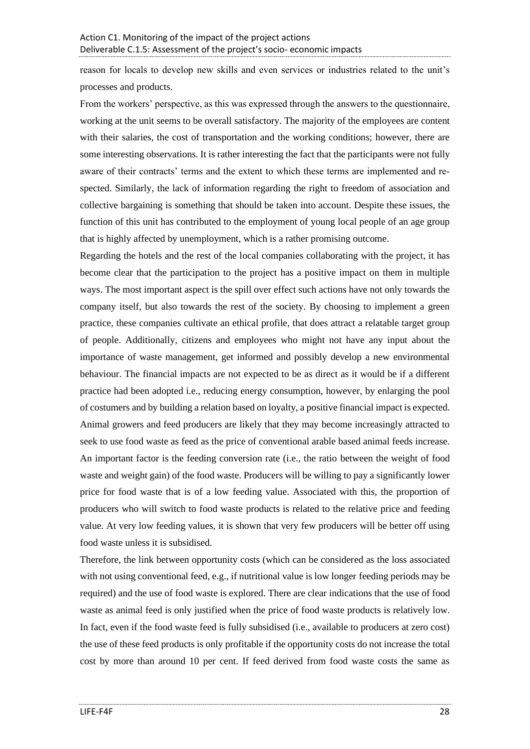reason for locals to develop new skills and even services or industries related to the unit's processes and products.

From the workers' perspective, as this was expressed through the answers to the questionnaire, working at the unit seems to be overall satisfactory. The majority of the employees are content with their salaries, the cost of transportation and the working conditions; however, there are some interesting observations. It is rather interesting the fact that the participants were not fully aware of their contracts' terms and the extent to which these terms are implemented and re-spected. Similarly, the lack of information regarding the right to freedom of association and collective bargaining is something that should be taken into account. Despite these issues, the function of this unit has contributed to the employment of young local people of an age group that is highly affected by unemployment, which is a rather promising outcome.

Regarding the hotels and the rest of the local companies collaborating with the project, it has become clear that the participation to the project has a positive impact on them in multiple ways. The most important aspect is the spill over effect such actions have not only towards the company itself, but also towards the rest of the society. By choosing to implement a green practice, these companies cultivate an ethical profile, that does attract a relatable target group of people. Additionally, citizens and employees who might not have any input about the importance of waste management, get informed and possibly develop a new environmental behaviour. The financial impacts are not expected to be as direct as it would be if a different practice had been adopted i.e., reducing energy consumption, however, by enlarging the pool of costumers and by building a relation based on loyalty, a positive financial impact is expected.

Animal growers and feed producers are likely that they may become increasingly attracted to seek to use food waste as feed as the price of conventional arable based animal feeds increase. An important factor is the feeding conversion rate (i.e., the ratio between the weight of food waste and weight gain) of the food waste. Producers will be willing to pay a significantly lower price for food waste that is of a low feeding value. Associated with this, the proportion of producers who will switch to food waste products is related to the relative price and feeding value. At very low feeding values, it is shown that very few producers will be better off using food waste unless it is subsidised.

Therefore, the link between opportunity costs (which can be considered as the loss associated with not using conventional feed, e.g., if nutritional value is low longer feeding periods may be required) and the use of food waste is explored. There are clear indications that the use of food waste as animal feed is only justified when the price of food waste products is relatively low. In fact, even if the food waste feed is fully subsidised (i.e., available to producers at zero cost) the use of these feed products is only profitable if the opportunity costs do not increase the total cost by more than around 10 per cent. If feed derived from food waste costs the same as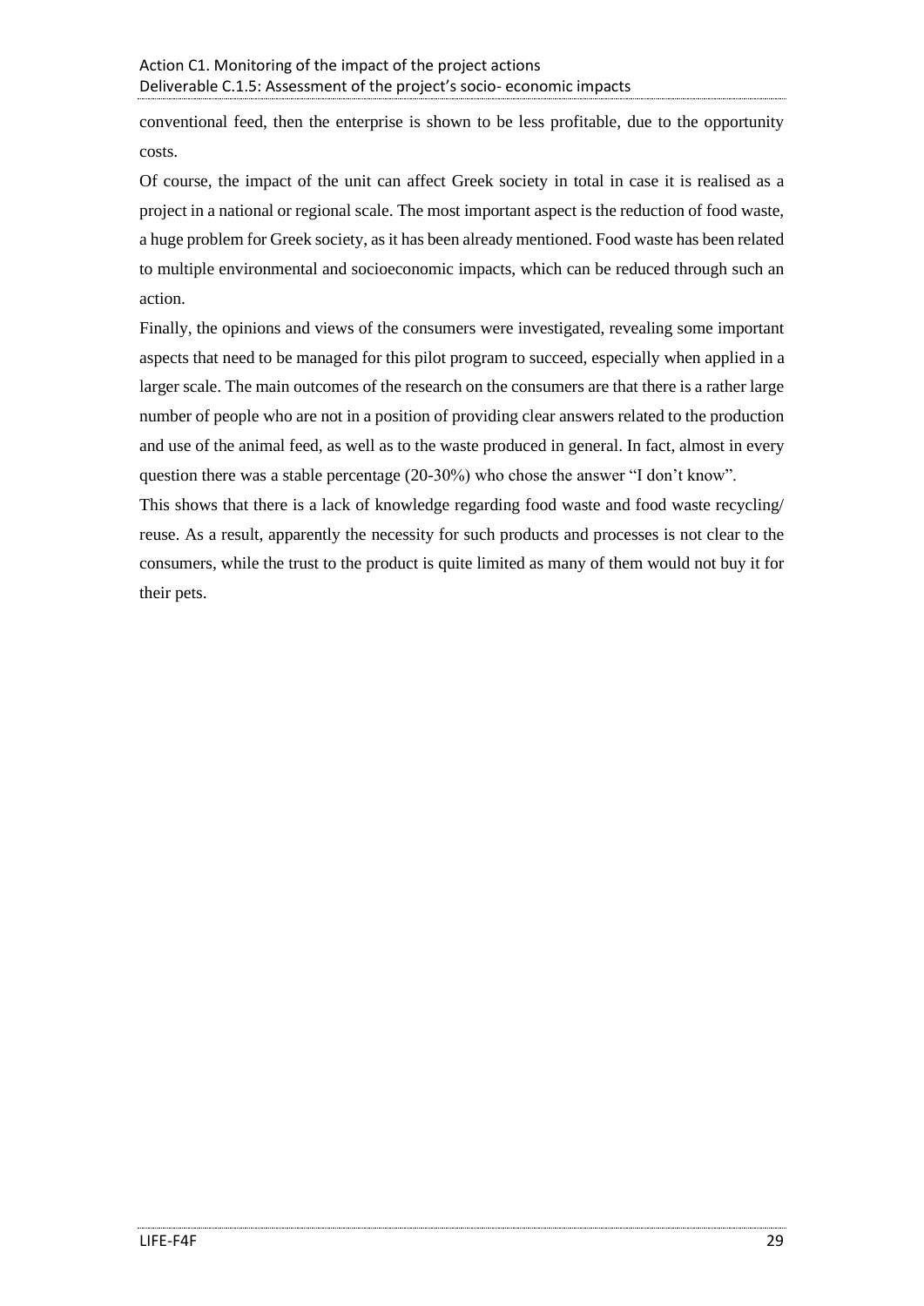conventional feed, then the enterprise is shown to be less profitable, due to the opportunity costs.

Of course, the impact of the unit can affect Greek society in total in case it is realised as a project in a national or regional scale. The most important aspect is the reduction of food waste, a huge problem for Greek society, as it has been already mentioned. Food waste has been related to multiple environmental and socioeconomic impacts, which can be reduced through such an action.

Finally, the opinions and views of the consumers were investigated, revealing some important aspects that need to be managed for this pilot program to succeed, especially when applied in a larger scale. The main outcomes of the research on the consumers are that there is a rather large number of people who are not in a position of providing clear answers related to the production and use of the animal feed, as well as to the waste produced in general. In fact, almost in every question there was a stable percentage (20-30%) who chose the answer "I don't know".

This shows that there is a lack of knowledge regarding food waste and food waste recycling/ reuse. As a result, apparently the necessity for such products and processes is not clear to the consumers, while the trust to the product is quite limited as many of them would not buy it for their pets.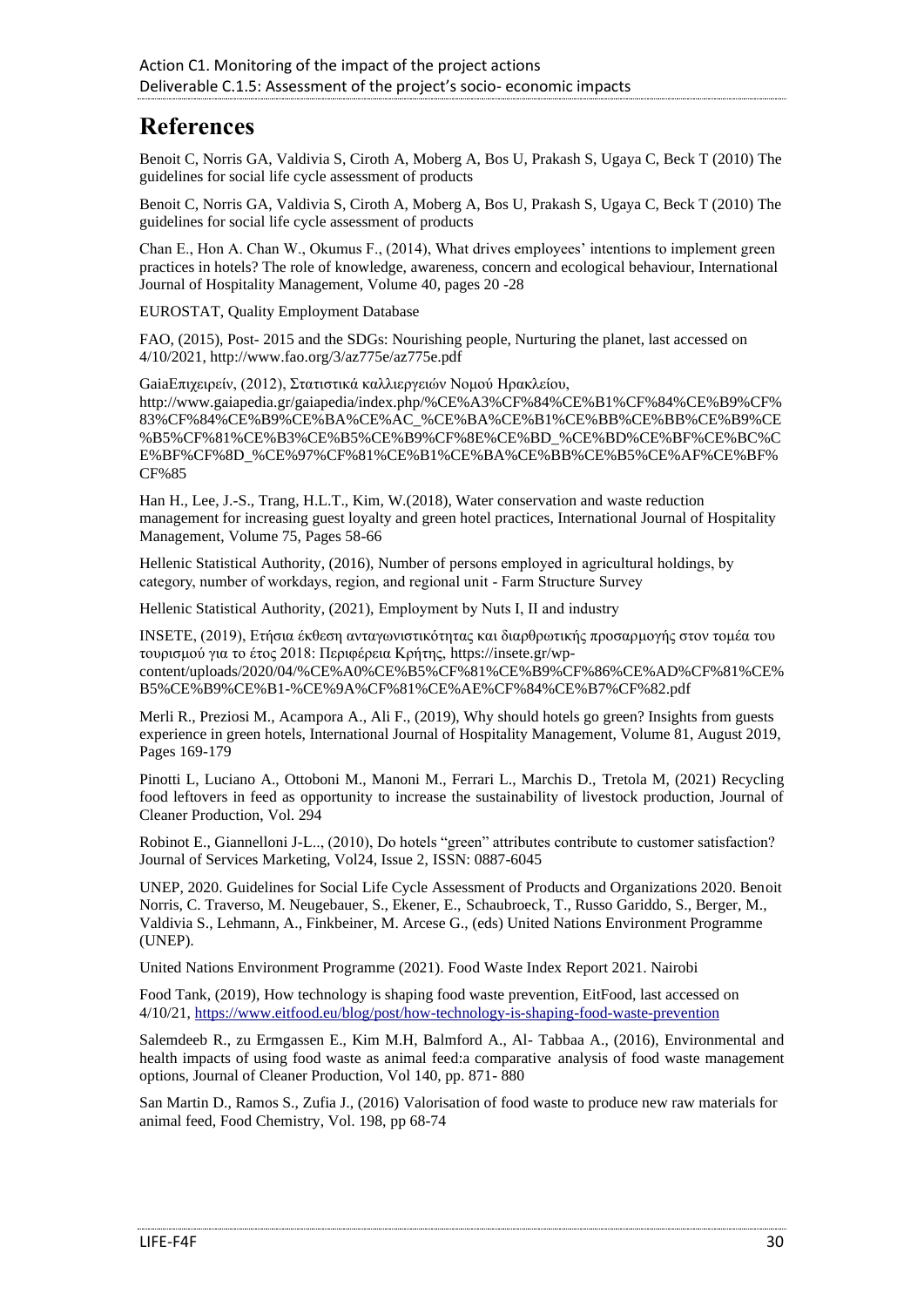# References

Benoit C, Norris GA, Valdivia S, Ciroth A, Moberg A, Bos U, Prakash S, Ugaya C, Beck T (2010) The guidelines for social life cycle assessment of products

Benoit C, Norris GA, Valdivia S, Ciroth A, Moberg A, Bos U, Prakash S, Ugaya C, Beck T (2010) The guidelines for social life cycle assessment of products

Chan E., Hon A. Chan W., Okumus F., (2014), What drives employees' intentions to implement green practices in hotels? The role of knowledge, awareness, concern and ecological behaviour, International Journal of Hospitality Management, Volume 40, pages 20 -28

EUROSTAT, Quality Employment Database

FAO, (2015), Post- 2015 and the SDGs: Nourishing people, Nurturing the planet, last accessed on 4/10/2021, http://www.fao.org/3/az775e/az775e.pdf

GaiaΕπιχειρείν, (2012), Στατιστικά καλλιεργειών Νομού Ηρακλείου, http://www.gaiapedia.gr/gaiapedia/index.php/%CE%A3%CF%84%CE%B1%CF%84%CE%B9%CF%83%CF%84%CE%B9%CE%BA%CE%AC_%CE%BA%CE%B1%CE%BB%CE%BB%CE%B9%CE%B5%CF%81%CE%B3%CE%B5%CE%B9%CF%8E%CE%BD_%CE%BD%CE%BF%CE%BC%CE%BF%CF%8D_%CE%97%CF%81%CE%B1%CE%BA%CE%BB%CE%B5%CE%AF%CE%BF%CF%85

Han H., Lee, J.-S., Trang, H.L.T., Kim, W.(2018), Water conservation and waste reduction management for increasing guest loyalty and green hotel practices, International Journal of Hospitality Management, Volume 75, Pages 58-66

Hellenic Statistical Authority, (2016), Number of persons employed in agricultural holdings, by category, number of workdays, region, and regional unit - Farm Structure Survey

Hellenic Statistical Authority, (2021), Employment by Nuts I, II and industry

INSETE, (2019), Ετήσια έκθεση ανταγωνιστικότητας και διαρθρωτικής προσαρμογής στον τομέα του τουρισμού για το έτος 2018: Περιφέρεια Κρήτης, https://insete.gr/wp-content/uploads/2020/04/%CE%A0%CE%B5%CF%81%CE%B9%CF%86%CE%AD%CF%81%CE%B5%CE%B9%CE%B1-%CE%9A%CF%81%CE%AE%CF%84%CE%B7%CF%82.pdf

Merli R., Preziosi M., Acampora A., Ali F., (2019), Why should hotels go green? Insights from guests experience in green hotels, International Journal of Hospitality Management, Volume 81, August 2019, Pages 169-179

Pinotti L, Luciano A., Ottoboni M., Manoni M., Ferrari L., Marchis D., Tretola M, (2021) Recycling food leftovers in feed as opportunity to increase the sustainability of livestock production, Journal of Cleaner Production, Vol. 294

Robinot E., Giannelloni J-L.., (2010), Do hotels "green" attributes contribute to customer satisfaction? Journal of Services Marketing, Vol24, Issue 2, ISSN: 0887-6045

UNEP, 2020. Guidelines for Social Life Cycle Assessment of Products and Organizations 2020. Benoit Norris, C. Traverso, M. Neugebauer, S., Ekener, E., Schaubroeck, T., Russo Gariddo, S., Berger, M., Valdivia S., Lehmann, A., Finkbeiner, M. Arcese G., (eds) United Nations Environment Programme (UNEP).

United Nations Environment Programme (2021). Food Waste Index Report 2021. Nairobi

Food Tank, (2019), How technology is shaping food waste prevention, EitFood, last accessed on 4/10/21, https://www.eitfood.eu/blog/post/how-technology-is-shaping-food-waste-prevention

Salemdeeb R., zu Ermgassen E., Kim M.H, Balmford A., Al- Tabbaa A., (2016), Environmental and health impacts of using food waste as animal feed:a comparative analysis of food waste management options, Journal of Cleaner Production, Vol 140, pp. 871- 880

San Martin D., Ramos S., Zufia J., (2016) Valorisation of food waste to produce new raw materials for animal feed, Food Chemistry, Vol. 198, pp 68-74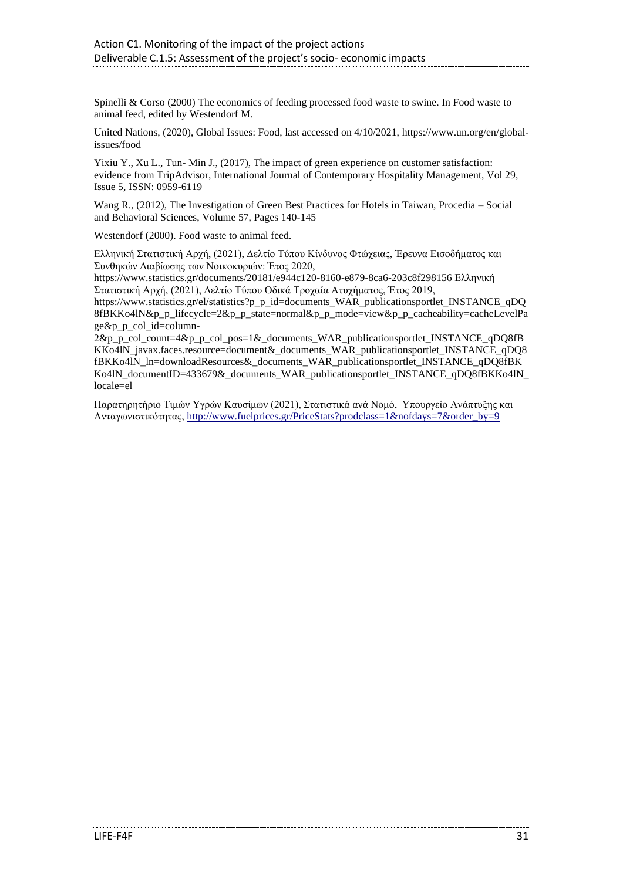Spinelli & Corso (2000) The economics of feeding processed food waste to swine. In Food waste to animal feed, edited by Westendorf M.

United Nations, (2020), Global Issues: Food, last accessed on 4/10/2021, https://www.un.org/en/global-issues/food

Yixiu Y., Xu L., Tun- Min J., (2017), The impact of green experience on customer satisfaction: evidence from TripAdvisor, International Journal of Contemporary Hospitality Management, Vol 29, Issue 5, ISSN: 0959-6119

Wang R., (2012), The Investigation of Green Best Practices for Hotels in Taiwan, Procedia – Social and Behavioral Sciences, Volume 57, Pages 140-145

Westendorf (2000). Food waste to animal feed.

Ελληνική Στατιστική Αρχή, (2021), Δελτίο Τύπου Κίνδυνος Φτώχειας, Έρευνα Εισοδήματος και Συνθηκών Διαβίωσης των Νοικοκυριών: Έτος 2020, https://www.statistics.gr/documents/20181/e944c120-8160-e879-8ca6-203c8f298156 Ελληνική Στατιστική Αρχή, (2021), Δελτίο Τύπου Οδικά Τροχαία Ατυχήματος, Έτος 2019, https://www.statistics.gr/el/statistics?p_p_id=documents_WAR_publicationsportlet_INSTANCE_qDQ8fBKKo4lN&p_p_lifecycle=2&p_p_state=normal&p_p_mode=view&p_p_cacheability=cacheLevelPage&p_p_col_id=column-2&p_p_col_count=4&p_p_col_pos=1&_documents_WAR_publicationsportlet_INSTANCE_qDQ8fBKKo4lN_javax.faces.resource=document&_documents_WAR_publicationsportlet_INSTANCE_qDQ8fBKKo4lN_ln=downloadResources&_documents_WAR_publicationsportlet_INSTANCE_qDQ8fBKKo4lN_documentID=433679&_documents_WAR_publicationsportlet_INSTANCE_qDQ8fBKKo4lN_locale=el

Παρατηρητήριο Τιμών Υγρών Καυσίμων (2021), Στατιστικά ανά Νομό, Υπουργείο Ανάπτυξης και Ανταγωνιστικότητας, http://www.fuelprices.gr/PriceStats?prodclass=1&nofdays=7&order_by=9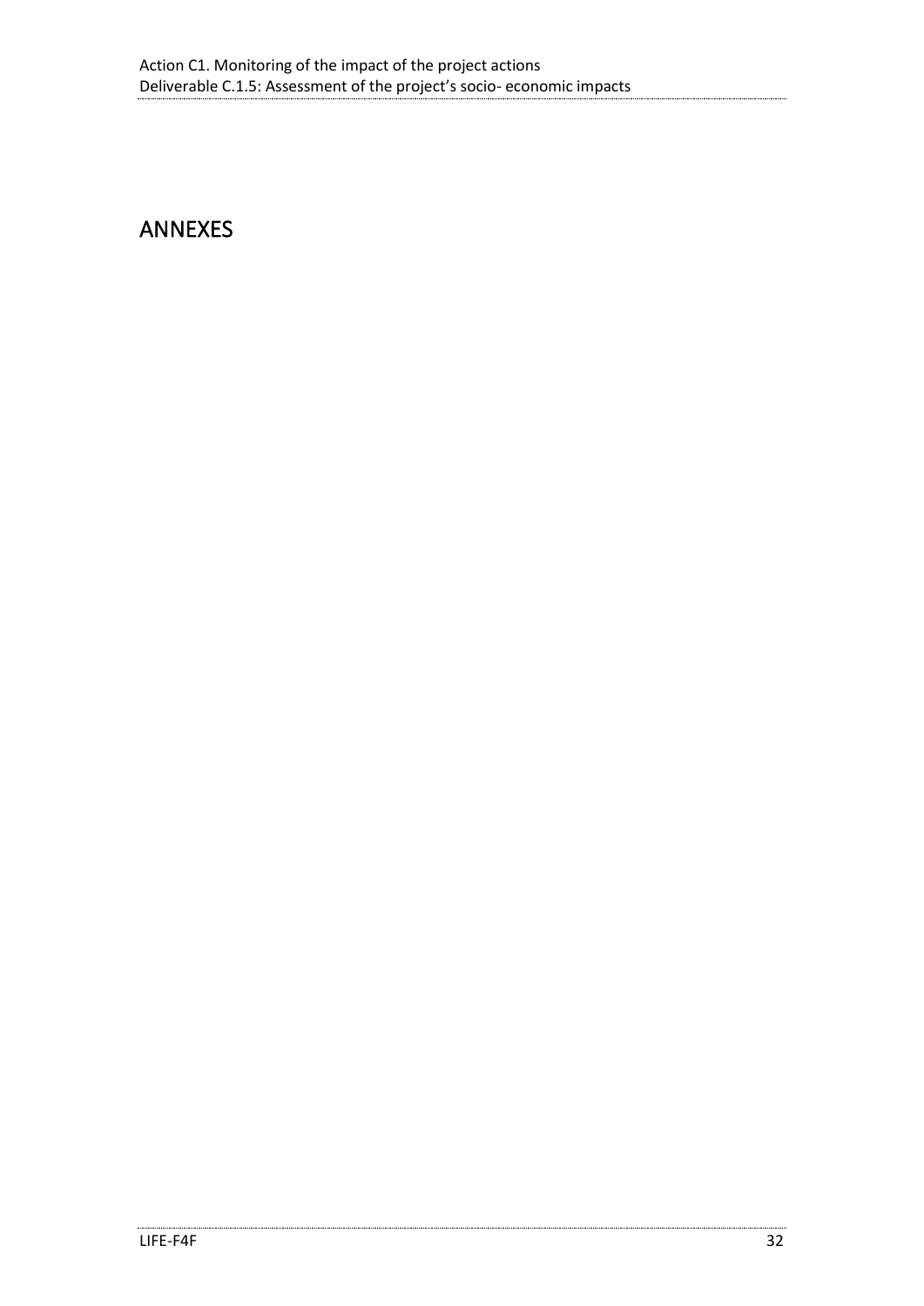# ANNEXES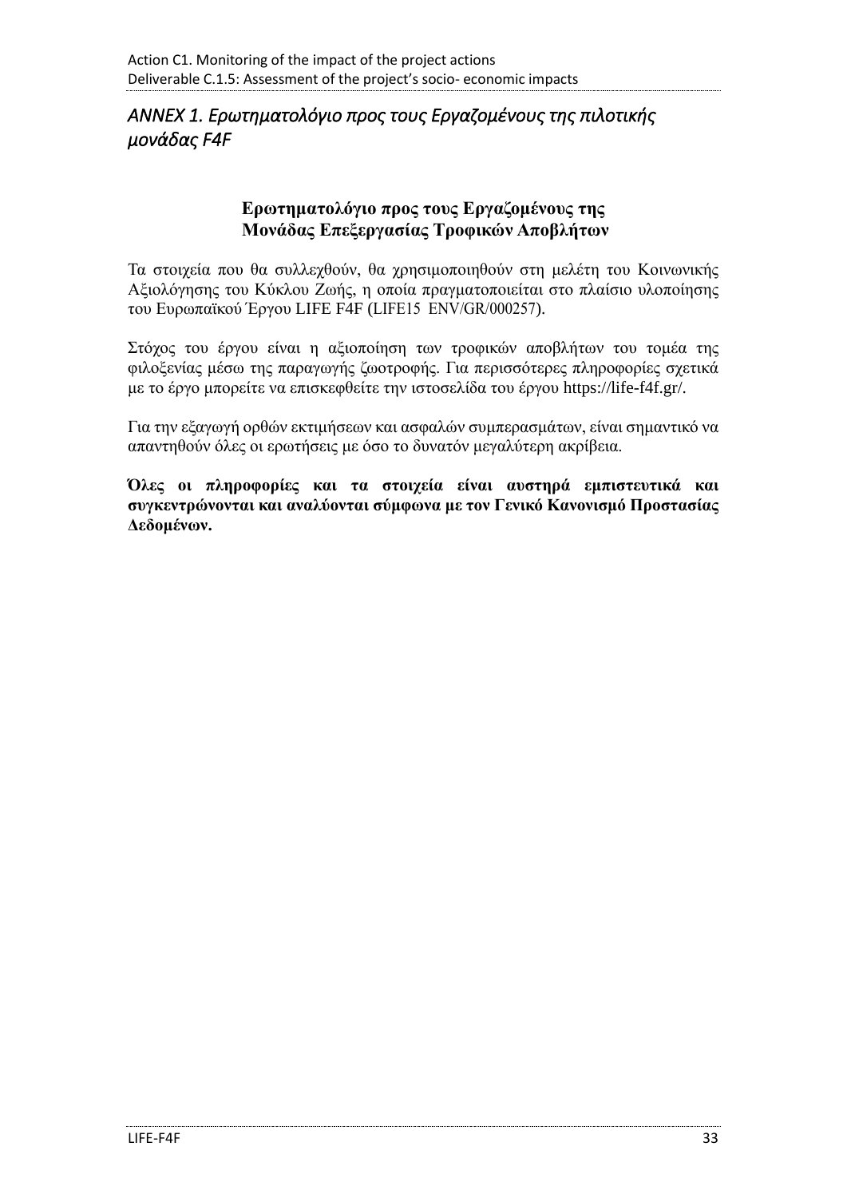## *ANNEX 1. Ερωτηματολόγιο προς τους Εργαζομένους της πιλοτικής μονάδας F4F*

### Ερωτηματολόγιο προς τους Εργαζομένους της Μονάδας Επεξεργασίας Τροφικών Αποβλήτων

Τα στοιχεία που θα συλλεχθούν, θα χρησιμοποιηθούν στη μελέτη του Κοινωνικής Αξιολόγησης του Κύκλου Ζωής, η οποία πραγματοποιείται στο πλαίσιο υλοποίησης του Ευρωπαϊκού Έργου LIFE F4F (LIFE15 ENV/GR/000257).

Στόχος του έργου είναι η αξιοποίηση των τροφικών αποβλήτων του τομέα της φιλοξενίας μέσω της παραγωγής ζωοτροφής. Για περισσότερες πληροφορίες σχετικά με το έργο μπορείτε να επισκεφθείτε την ιστοσελίδα του έργου https://life-f4f.gr/.

Για την εξαγωγή ορθών εκτιμήσεων και ασφαλών συμπερασμάτων, είναι σημαντικό να απαντηθούν όλες οι ερωτήσεις με όσο το δυνατόν μεγαλύτερη ακρίβεια.

**Όλες οι πληροφορίες και τα στοιχεία είναι αυστηρά εμπιστευτικά και συγκεντρώνονται και αναλύονται σύμφωνα με τον Γενικό Κανονισμό Προστασίας Δεδομένων.**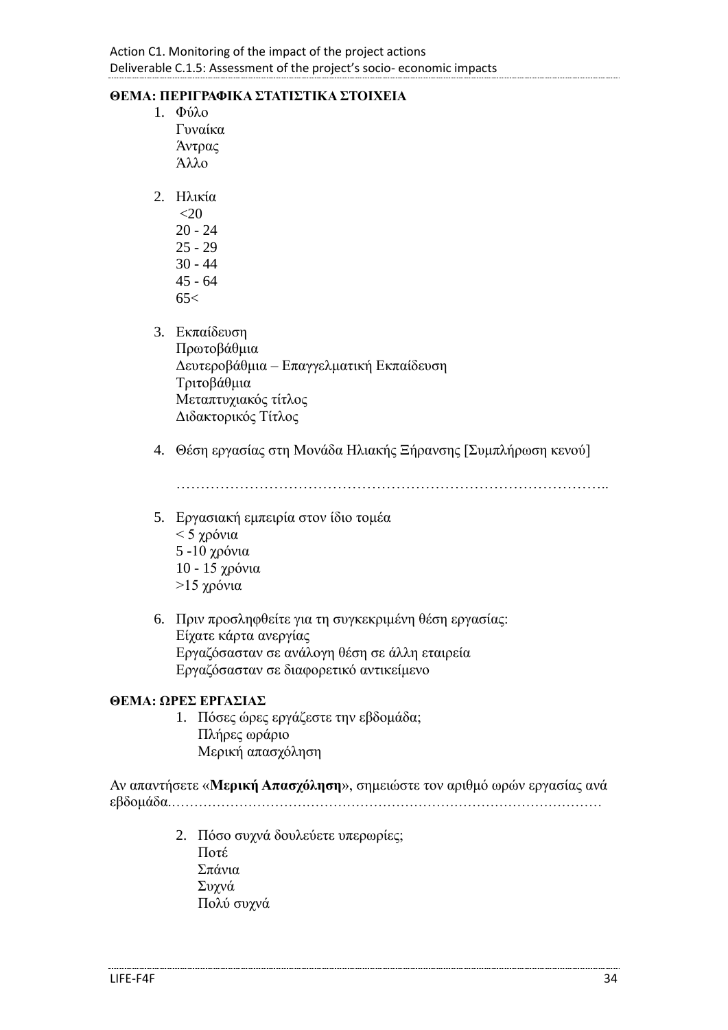**ΘΕΜΑ: ΠΕΡΙΓΡΑΦΙΚΑ ΣΤΑΤΙΣΤΙΚΑ ΣΤΟΙΧΕΙΑ**

1. Φύλο
   Γυναίκα
   Άντρας
   Άλλο

2. Ηλικία
   <20
   20 - 24
   25 - 29
   30 - 44
   45 - 64
   65<

3. Εκπαίδευση
   Πρωτοβάθμια
   Δευτεροβάθμια – Επαγγελματική Εκπαίδευση
   Τριτοβάθμια
   Μεταπτυχιακός τίτλος
   Διδακτορικός Τίτλος

4. Θέση εργασίας στη Μονάδα Ηλιακής Ξήρανσης [Συμπλήρωση κενού]

   ……………………………………………………………………………..

5. Εργασιακή εμπειρία στον ίδιο τομέα
   < 5 χρόνια
   5 -10 χρόνια
   10 - 15 χρόνια
   >15 χρόνια

6. Πριν προσληφθείτε για τη συγκεκριμένη θέση εργασίας:
   Είχατε κάρτα ανεργίας
   Εργαζόσασταν σε ανάλογη θέση σε άλλη εταιρεία
   Εργαζόσασταν σε διαφορετικό αντικείμενο

**ΘΕΜΑ: ΩΡΕΣ ΕΡΓΑΣΙΑΣ**

1. Πόσες ώρες εργάζεστε την εβδομάδα;
   Πλήρες ωράριο
   Μερική απασχόληση

Αν απαντήσετε «**Μερική Απασχόληση**», σημειώστε τον αριθμό ωρών εργασίας ανά εβδομάδα………………………………………………………………………………………

2. Πόσο συχνά δουλεύετε υπερωρίες;
   Ποτέ
   Σπάνια
   Συχνά
   Πολύ συχνά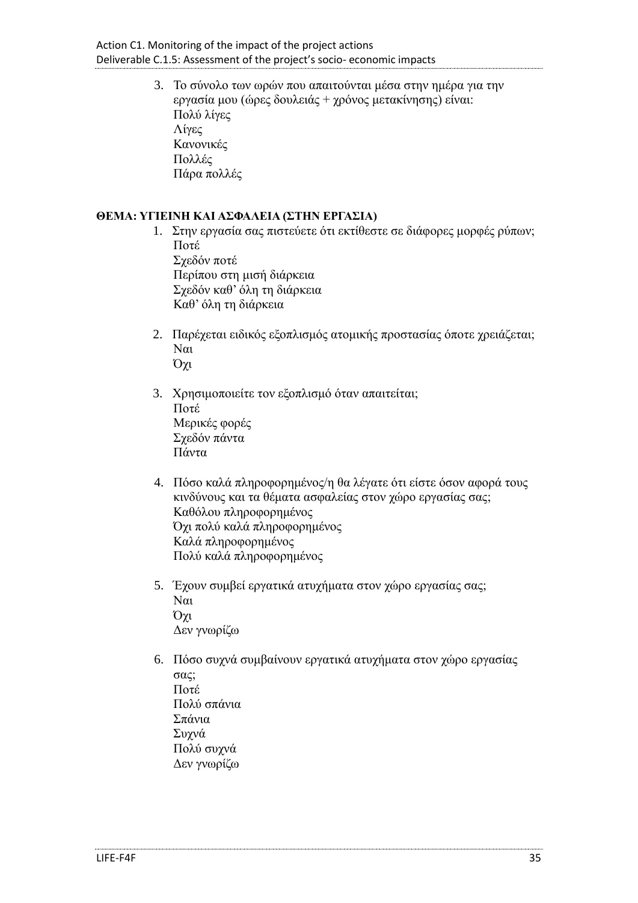3. Το σύνολο των ωρών που απαιτούνται μέσα στην ημέρα για την εργασία μου (ώρες δουλειάς + χρόνος μετακίνησης) είναι:
   Πολύ λίγες
   Λίγες
   Κανονικές
   Πολλές
   Πάρα πολλές

**ΘΕΜΑ: ΥΓΙΕΙΝΗ ΚΑΙ ΑΣΦΑΛΕΙΑ (ΣΤΗΝ ΕΡΓΑΣΙΑ)**

1. Στην εργασία σας πιστεύετε ότι εκτίθεστε σε διάφορες μορφές ρύπων;
   Ποτέ
   Σχεδόν ποτέ
   Περίπου στη μισή διάρκεια
   Σχεδόν καθ' όλη τη διάρκεια
   Καθ' όλη τη διάρκεια

2. Παρέχεται ειδικός εξοπλισμός ατομικής προστασίας όποτε χρειάζεται;
   Ναι
   Όχι

3. Χρησιμοποιείτε τον εξοπλισμό όταν απαιτείται;
   Ποτέ
   Μερικές φορές
   Σχεδόν πάντα
   Πάντα

4. Πόσο καλά πληροφορημένος/η θα λέγατε ότι είστε όσον αφορά τους κινδύνους και τα θέματα ασφαλείας στον χώρο εργασίας σας;
   Καθόλου πληροφορημένος
   Όχι πολύ καλά πληροφορημένος
   Καλά πληροφορημένος
   Πολύ καλά πληροφορημένος

5. Έχουν συμβεί εργατικά ατυχήματα στον χώρο εργασίας σας;
   Ναι
   Όχι
   Δεν γνωρίζω

6. Πόσο συχνά συμβαίνουν εργατικά ατυχήματα στον χώρο εργασίας σας;
   Ποτέ
   Πολύ σπάνια
   Σπάνια
   Συχνά
   Πολύ συχνά
   Δεν γνωρίζω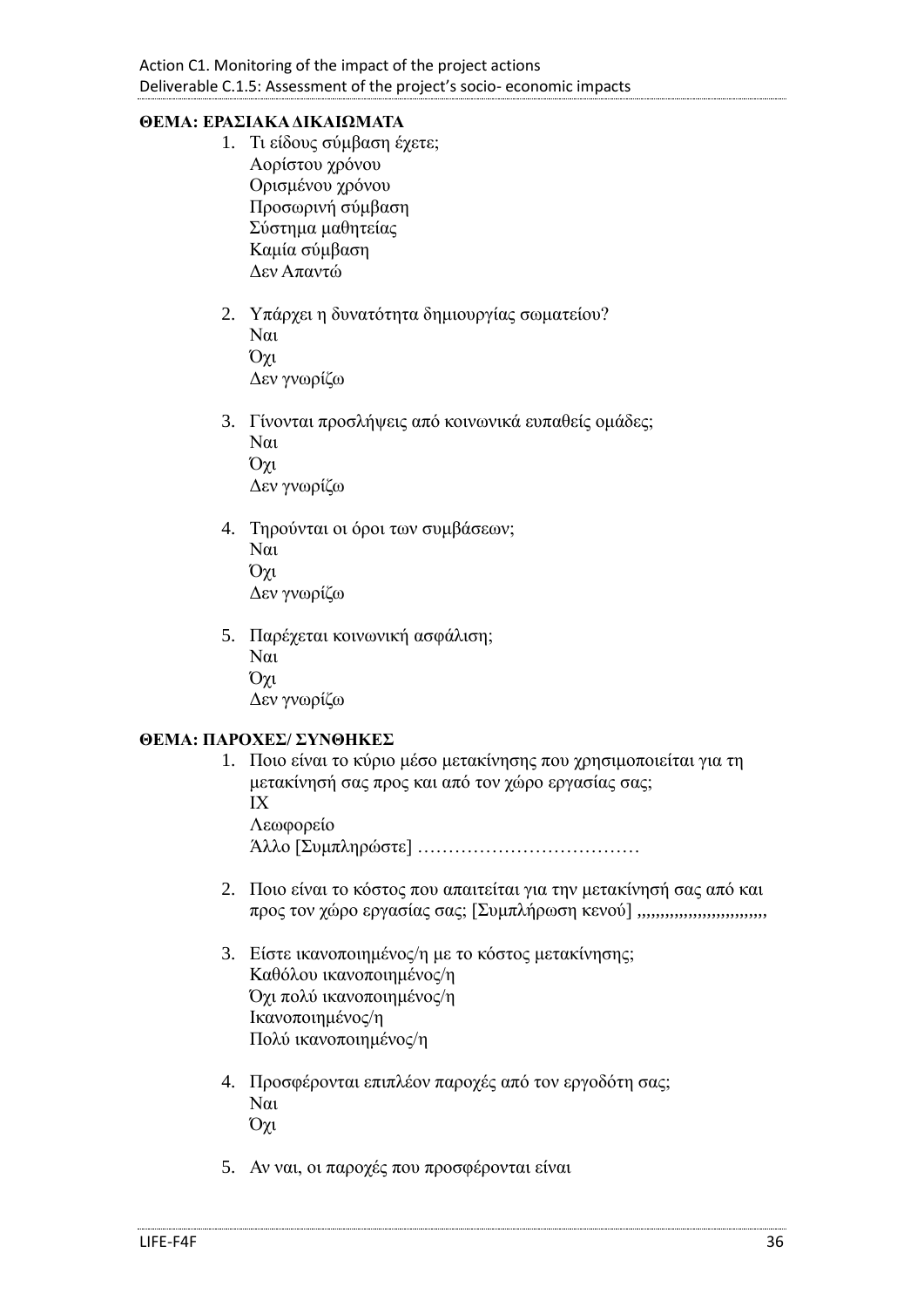**ΘΕΜΑ: ΕΡΑΣΙΑΚΑ ΔΙΚΑΙΩΜΑΤΑ**

1. Τι είδους σύμβαση έχετε;
   Αορίστου χρόνου
   Ορισμένου χρόνου
   Προσωρινή σύμβαση
   Σύστημα μαθητείας
   Καμία σύμβαση
   Δεν Απαντώ

2. Υπάρχει η δυνατότητα δημιουργίας σωματείου?
   Ναι
   Όχι
   Δεν γνωρίζω

3. Γίνονται προσλήψεις από κοινωνικά ευπαθείς ομάδες;
   Ναι
   Όχι
   Δεν γνωρίζω

4. Τηρούνται οι όροι των συμβάσεων;
   Ναι
   Όχι
   Δεν γνωρίζω

5. Παρέχεται κοινωνική ασφάλιση;
   Ναι
   Όχι
   Δεν γνωρίζω

**ΘΕΜΑ: ΠΑΡΟΧΕΣ/ ΣΥΝΘΗΚΕΣ**

1. Ποιο είναι το κύριο μέσο μετακίνησης που χρησιμοποιείται για τη μετακίνησή σας προς και από τον χώρο εργασίας σας;
   ΙΧ
   Λεωφορείο
   Άλλο [Συμπληρώστε] ………………………………

2. Ποιο είναι το κόστος που απαιτείται για την μετακίνησή σας από και προς τον χώρο εργασίας σας; [Συμπλήρωση κενού] ,,,,,,,,,,,,,,,,,,,,,,,,,,

3. Είστε ικανοποιημένος/η με το κόστος μετακίνησης;
   Καθόλου ικανοποιημένος/η
   Όχι πολύ ικανοποιημένος/η
   Ικανοποιημένος/η
   Πολύ ικανοποιημένος/η

4. Προσφέρονται επιπλέον παροχές από τον εργοδότη σας;
   Ναι
   Όχι

5. Αν ναι, οι παροχές που προσφέρονται είναι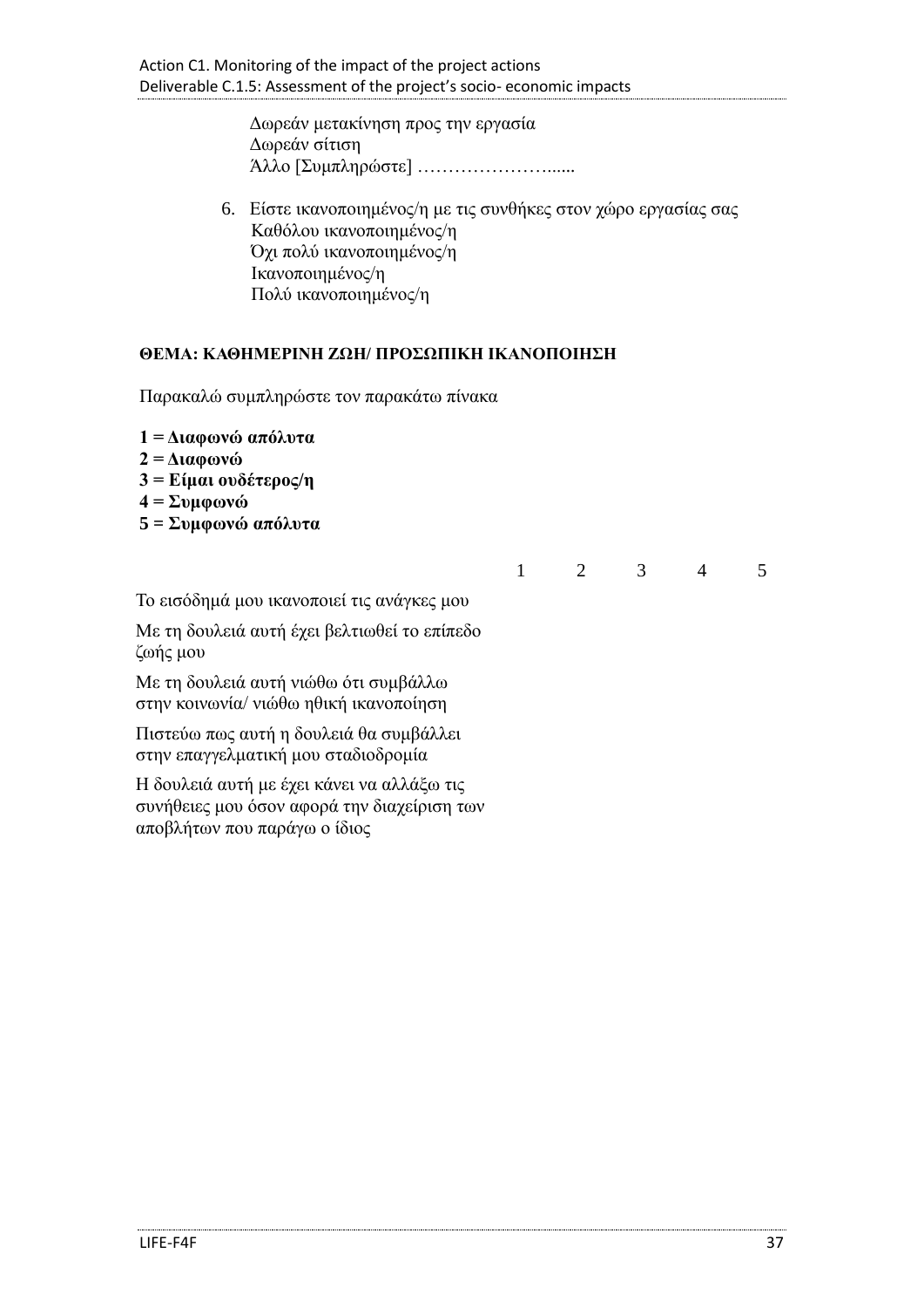Δωρεάν μετακίνηση προς την εργασία
Δωρεάν σίτιση
Άλλο [Συμπληρώστε] …………………......

6. Είστε ικανοποιημένος/η με τις συνθήκες στον χώρο εργασίας σας
   Καθόλου ικανοποιημένος/η
   Όχι πολύ ικανοποιημένος/η
   Ικανοποιημένος/η
   Πολύ ικανοποιημένος/η

**ΘΕΜΑ: ΚΑΘΗΜΕΡΙΝΗ ΖΩΗ/ ΠΡΟΣΩΠΙΚΗ ΙΚΑΝΟΠΟΙΗΣΗ**

Παρακαλώ συμπληρώστε τον παρακάτω πίνακα

**1 = Διαφωνώ απόλυτα**
**2 = Διαφωνώ**
**3 = Είμαι ουδέτερος/η**
**4 = Συμφωνώ**
**5 = Συμφωνώ απόλυτα**

| | 1 | 2 | 3 | 4 | 5 |
|---|---|---|---|---|---|
| Το εισόδημά μου ικανοποιεί τις ανάγκες μου | | | | | |
| Με τη δουλειά αυτή έχει βελτιωθεί το επίπεδο ζωής μου | | | | | |
| Με τη δουλειά αυτή νιώθω ότι συμβάλλω στην κοινωνία/ νιώθω ηθική ικανοποίηση | | | | | |
| Πιστεύω πως αυτή η δουλειά θα συμβάλλει στην επαγγελματική μου σταδιοδρομία | | | | | |
| Η δουλειά αυτή με έχει κάνει να αλλάξω τις συνήθειες μου όσον αφορά την διαχείριση των αποβλήτων που παράγω ο ίδιος | | | | | |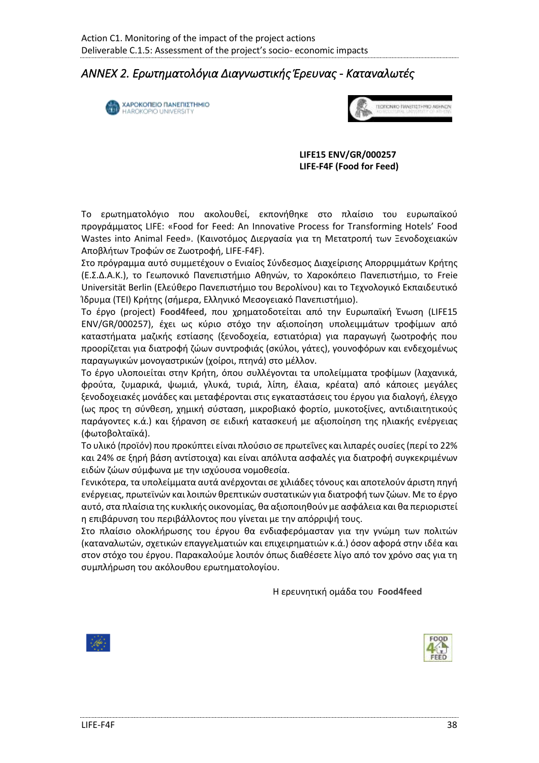## *ANNEX 2. Ερωτηματολόγια Διαγνωστικής Έρευνας - Καταναλωτές*

**LIFE15 ENV/GR/000257**
**LIFE-F4F (Food for Feed)**

Το ερωτηματολόγιο που ακολουθεί, εκπονήθηκε στο πλαίσιο του ευρωπαϊκού προγράμματος LIFE: «Food for Feed: An Innovative Process for Transforming Hotels' Food Wastes into Animal Feed». (Καινοτόμος Διεργασία για τη Μετατροπή των Ξενοδοχειακών Αποβλήτων Τροφών σε Ζωοτροφή, LIFE-F4F).

Στο πρόγραμμα αυτό συμμετέχουν ο Ενιαίος Σύνδεσμος Διαχείρισης Απορριμμάτων Κρήτης (Ε.Σ.Δ.Α.Κ.), το Γεωπονικό Πανεπιστήμιο Αθηνών, το Χαροκόπειο Πανεπιστήμιο, το Freie Universität Berlin (Ελεύθερο Πανεπιστήμιο του Βερολίνου) και το Τεχνολογικό Εκπαιδευτικό Ίδρυμα (ΤΕΙ) Κρήτης (σήμερα, Ελληνικό Μεσογειακό Πανεπιστήμιο).

Το έργο (project) **Food4feed,** που χρηματοδοτείται από την Ευρωπαϊκή Ένωση (LIFE15 ENV/GR/000257), έχει ως κύριο στόχο την αξιοποίηση υπολειμμάτων τροφίμων από καταστήματα μαζικής εστίασης (ξενοδοχεία, εστιατόρια) για παραγωγή ζωοτροφής που προορίζεται για διατροφή ζώων συντροφιάς (σκύλοι, γάτες), γουνοφόρων και ενδεχομένως παραγωγικών μονογαστρικών (χοίροι, πτηνά) στο μέλλον.

Το έργο υλοποιείται στην Κρήτη, όπου συλλέγονται τα υπολείμματα τροφίμων (λαχανικά, φρούτα, ζυμαρικά, ψωμιά, γλυκά, τυριά, λίπη, έλαια, κρέατα) από κάποιες μεγάλες ξενοδοχειακές μονάδες και μεταφέρονται στις εγκαταστάσεις του έργου για διαλογή, έλεγχο (ως προς τη σύνθεση, χημική σύσταση, μικροβιακό φορτίο, μυκοτοξίνες, αντιδιαιτητικούς παράγοντες κ.ά.) και ξήρανση σε ειδική κατασκευή με αξιοποίηση της ηλιακής ενέργειας (φωτοβολταϊκά).

Το υλικό (προϊόν) που προκύπτει είναι πλούσιο σε πρωτεΐνες και λιπαρές ουσίες (περί το 22% και 24% σε ξηρή βάση αντίστοιχα) και είναι απόλυτα ασφαλές για διατροφή συγκεκριμένων ειδών ζώων σύμφωνα με την ισχύουσα νομοθεσία.

Γενικότερα, τα υπολείμματα αυτά ανέρχονται σε χιλιάδες τόνους και αποτελούν άριστη πηγή ενέργειας, πρωτεϊνών και λοιπών θρεπτικών συστατικών για διατροφή των ζώων. Με το έργο αυτό, στα πλαίσια της κυκλικής οικονομίας, θα αξιοποιηθούν με ασφάλεια και θα περιοριστεί η επιβάρυνση του περιβάλλοντος που γίνεται με την απόρριψή τους.

Στο πλαίσιο ολοκλήρωσης του έργου θα ενδιαφερόμασταν για την γνώμη των πολιτών (καταναλωτών, σχετικών επαγγελματιών και επιχειρηματιών κ.ά.) όσον αφορά στην ιδέα και στον στόχο του έργου. Παρακαλούμε λοιπόν όπως διαθέσετε λίγο από τον χρόνο σας για τη συμπλήρωση του ακόλουθου ερωτηματολογίου.

Η ερευνητική ομάδα του **Food4feed**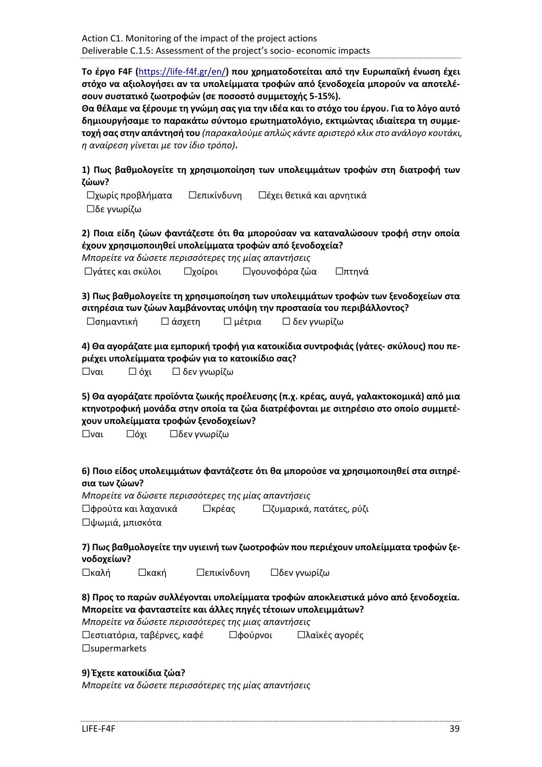**Το έργο F4F (https://life-f4f.gr/en/) που χρηματοδοτείται από την Ευρωπαϊκή ένωση έχει στόχο να αξιολογήσει αν τα υπολείμματα τροφών από ξενοδοχεία μπορούν να αποτελέσουν συστατικό ζωοτροφών (σε ποσοστό συμμετοχής 5-15%).**

**Θα θέλαμε να ξέρουμε τη γνώμη σας για την ιδέα και το στόχο του έργου. Για το λόγο αυτό δημιουργήσαμε το παρακάτω σύντομο ερωτηματολόγιο, εκτιμώντας ιδιαίτερα τη συμμετοχή σας στην απάντησή του** *(παρακαλούμε απλώς κάντε αριστερό κλικ στο ανάλογο κουτάκι, η αναίρεση γίνεται με τον ίδιο τρόπο)***.**

**1) Πως βαθμολογείτε τη χρησιμοποίηση των υπολειμμάτων τροφών στη διατροφή των ζώων?**

☐χωρίς προβλήματα ☐επικίνδυνη ☐έχει θετικά και αρνητικά
☐δε γνωρίζω

**2) Ποια είδη ζώων φαντάζεστε ότι θα μπορούσαν να καταναλώσουν τροφή στην οποία έχουν χρησιμοποιηθεί υπολείμματα τροφών από ξενοδοχεία?**

*Μπορείτε να δώσετε περισσότερες της μίας απαντήσεις*

☐γάτες και σκύλοι ☐χοίροι ☐γουνοφόρα ζώα ☐πτηνά

**3) Πως βαθμολογείτε τη χρησιμοποίηση των υπολειμμάτων τροφών των ξενοδοχείων στα σιτηρέσια των ζώων λαμβάνοντας υπόψη την προστασία του περιβάλλοντος?**

☐σημαντική ☐ άσχετη ☐ μέτρια ☐ δεν γνωρίζω

**4) Θα αγοράζατε μια εμπορική τροφή για κατοικίδια συντροφιάς (γάτες- σκύλους) που περιέχει υπολείμματα τροφών για το κατοικίδιο σας?**

☐ναι ☐ όχι ☐ δεν γνωρίζω

**5) Θα αγοράζατε προϊόντα ζωικής προέλευσης (π.χ. κρέας, αυγά, γαλακτοκομικά) από μια κτηνοτροφική μονάδα στην οποία τα ζώα διατρέφονται με σιτηρέσιο στο οποίο συμμετέχουν υπολείμματα τροφών ξενοδοχείων?**

☐ναι ☐όχι ☐δεν γνωρίζω

**6) Ποιο είδος υπολειμμάτων φαντάζεστε ότι θα μπορούσε να χρησιμοποιηθεί στα σιτηρέσια των ζώων?**

*Μπορείτε να δώσετε περισσότερες της μίας απαντήσεις*

☐φρούτα και λαχανικά ☐κρέας ☐ζυμαρικά, πατάτες, ρύζι
☐ψωμιά, μπισκότα

**7) Πως βαθμολογείτε την υγιεινή των ζωοτροφών που περιέχουν υπολείμματα τροφών ξενοδοχείων?**

☐καλή ☐κακή ☐επικίνδυνη ☐δεν γνωρίζω

**8) Προς το παρών συλλέγονται υπολείμματα τροφών αποκλειστικά μόνο από ξενοδοχεία. Μπορείτε να φανταστείτε και άλλες πηγές τέτοιων υπολειμμάτων?**

*Μπορείτε να δώσετε περισσότερες της μιας απαντήσεις*

☐εστιατόρια, ταβέρνες, καφέ ☐φούρνοι ☐λαϊκές αγορές
☐supermarkets

**9) Έχετε κατοικίδια ζώα?**

*Μπορείτε να δώσετε περισσότερες της μίας απαντήσεις*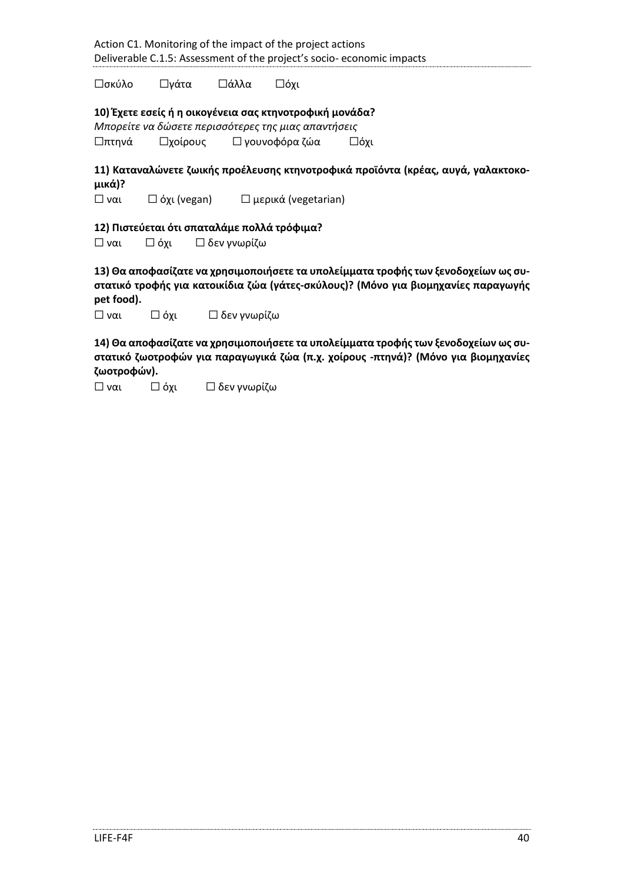☐σκύλο ☐γάτα ☐άλλα ☐όχι

**10) Έχετε εσείς ή η οικογένεια σας κτηνοτροφική μονάδα?**

*Μπορείτε να δώσετε περισσότερες της μιας απαντήσεις*

☐πτηνά ☐χοίρους ☐ γουνοφόρα ζώα ☐όχι

**11) Καταναλώνετε ζωικής προέλευσης κτηνοτροφικά προϊόντα (κρέας, αυγά, γαλακτοκομικά)?**

☐ ναι ☐ όχι (vegan) ☐ μερικά (vegetarian)

**12) Πιστεύεται ότι σπαταλάμε πολλά τρόφιμα?**

☐ ναι ☐ όχι ☐ δεν γνωρίζω

**13) Θα αποφασίζατε να χρησιμοποιήσετε τα υπολείμματα τροφής των ξενοδοχείων ως συστατικό τροφής για κατοικίδια ζώα (γάτες-σκύλους)? (Μόνο για βιομηχανίες παραγωγής pet food).**

☐ ναι ☐ όχι ☐ δεν γνωρίζω

**14) Θα αποφασίζατε να χρησιμοποιήσετε τα υπολείμματα τροφής των ξενοδοχείων ως συστατικό ζωοτροφών για παραγωγικά ζώα (π.χ. χοίρους -πτηνά)? (Μόνο για βιομηχανίες ζωοτροφών).**

☐ ναι ☐ όχι ☐ δεν γνωρίζω